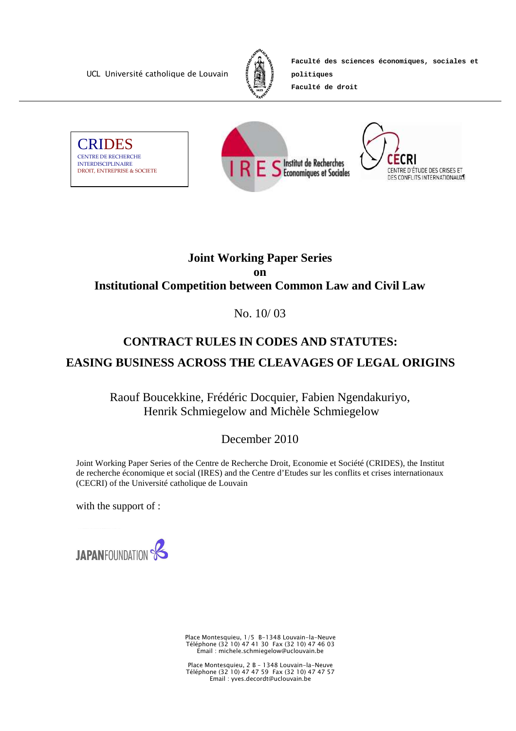UCL Université catholique de Louvain

**Faculté des sciences économiques, sociales et politiques**
**Faculté de droit**

CRIDES
CENTRE DE RECHERCHE INTERDISCIPLINAIRE DROIT, ENTREPRISE & SOCIETE

IRES Institut de Recherches Economiques et Sociales

CECRI CENTRE D'ÉTUDE DES CRISES ET DES CONFLITS INTERNATIONAUX

# Joint Working Paper Series on Institutional Competition between Common Law and Civil Law

No. 10/ 03

## CONTRACT RULES IN CODES AND STATUTES: EASING BUSINESS ACROSS THE CLEAVAGES OF LEGAL ORIGINS

Raouf Boucekkine, Frédéric Docquier, Fabien Ngendakuriyo, Henrik Schmiegelow and Michèle Schmiegelow

December 2010

Joint Working Paper Series of the Centre de Recherche Droit, Economie et Société (CRIDES), the Institut de recherche économique et social (IRES) and the Centre d'Etudes sur les conflits et crises internationaux (CECRI) of the Université catholique de Louvain

with the support of :

JAPANFOUNDATION

Place Montesquieu, 1/5 B-1348 Louvain-la-Neuve
Téléphone (32 10) 47 41 30 Fax (32 10) 47 46 03
Email : michele.schmiegelow@uclouvain.be

Place Montesquieu, 2 B – 1348 Louvain-la-Neuve
Téléphone (32 10) 47 47 59 Fax (32 10) 47 47 57
Email : yves.decordt@uclouvain.be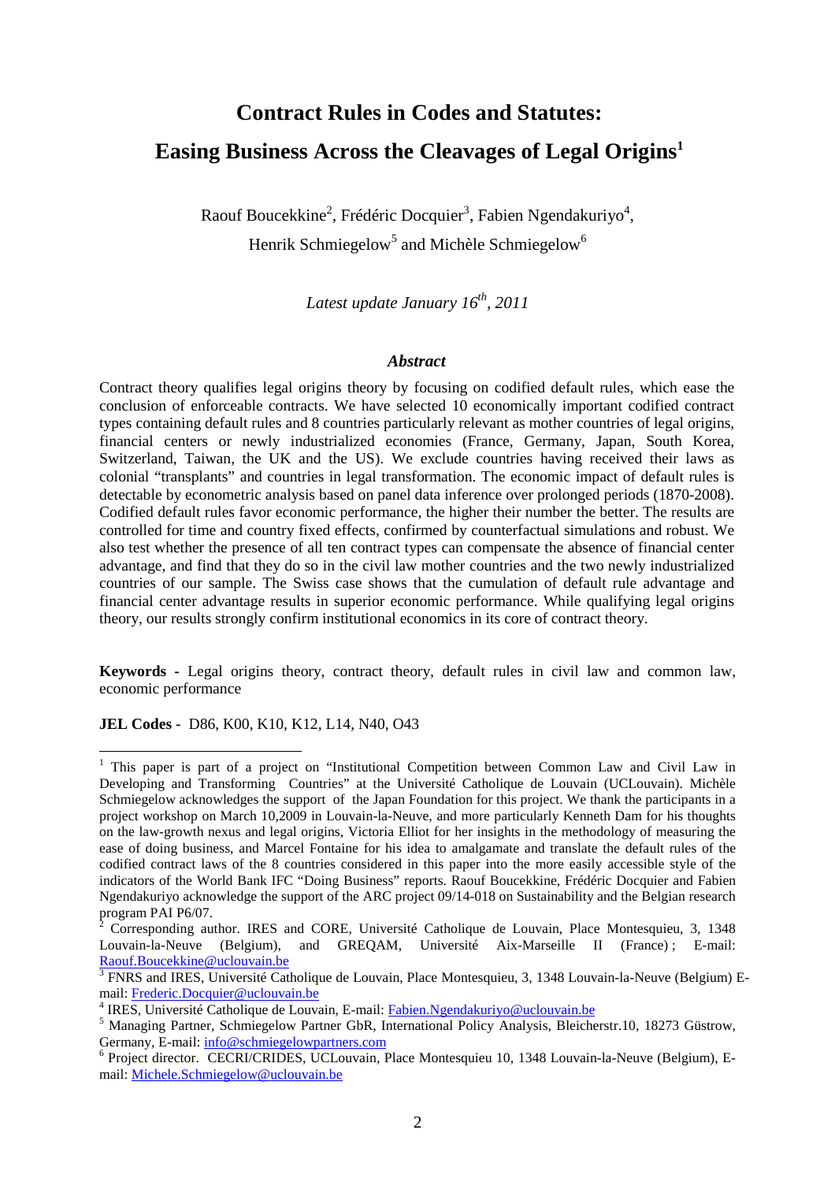# Contract Rules in Codes and Statutes: Easing Business Across the Cleavages of Legal Origins[1]

Raouf Boucekkine[2], Frédéric Docquier[3], Fabien Ngendakuriyo[4], Henrik Schmiegelow[5] and Michèle Schmiegelow[6]

*Latest update January 16th, 2011*

### *Abstract*

Contract theory qualifies legal origins theory by focusing on codified default rules, which ease the conclusion of enforceable contracts. We have selected 10 economically important codified contract types containing default rules and 8 countries particularly relevant as mother countries of legal origins, financial centers or newly industrialized economies (France, Germany, Japan, South Korea, Switzerland, Taiwan, the UK and the US). We exclude countries having received their laws as colonial "transplants" and countries in legal transformation. The economic impact of default rules is detectable by econometric analysis based on panel data inference over prolonged periods (1870-2008). Codified default rules favor economic performance, the higher their number the better. The results are controlled for time and country fixed effects, confirmed by counterfactual simulations and robust. We also test whether the presence of all ten contract types can compensate the absence of financial center advantage, and find that they do so in the civil law mother countries and the two newly industrialized countries of our sample. The Swiss case shows that the cumulation of default rule advantage and financial center advantage results in superior economic performance. While qualifying legal origins theory, our results strongly confirm institutional economics in its core of contract theory.

**Keywords -** Legal origins theory, contract theory, default rules in civil law and common law, economic performance

**JEL Codes -** D86, K00, K10, K12, L14, N40, O43

---

[1] This paper is part of a project on "Institutional Competition between Common Law and Civil Law in Developing and Transforming Countries" at the Université Catholique de Louvain (UCLouvain). Michèle Schmiegelow acknowledges the support of the Japan Foundation for this project. We thank the participants in a project workshop on March 10,2009 in Louvain-la-Neuve, and more particularly Kenneth Dam for his thoughts on the law-growth nexus and legal origins, Victoria Elliot for her insights in the methodology of measuring the ease of doing business, and Marcel Fontaine for his idea to amalgamate and translate the default rules of the codified contract laws of the 8 countries considered in this paper into the more easily accessible style of the indicators of the World Bank IFC "Doing Business" reports. Raouf Boucekkine, Frédéric Docquier and Fabien Ngendakuriyo acknowledge the support of the ARC project 09/14-018 on Sustainability and the Belgian research program PAI P6/07.

[2] Corresponding author. IRES and CORE, Université Catholique de Louvain, Place Montesquieu, 3, 1348 Louvain-la-Neuve (Belgium), and GREQAM, Université Aix-Marseille II (France) ; E-mail: Raouf.Boucekkine@uclouvain.be

[3] FNRS and IRES, Université Catholique de Louvain, Place Montesquieu, 3, 1348 Louvain-la-Neuve (Belgium) E-mail: Frederic.Docquier@uclouvain.be

[4] IRES, Université Catholique de Louvain, E-mail: Fabien.Ngendakuriyo@uclouvain.be

[5] Managing Partner, Schmiegelow Partner GbR, International Policy Analysis, Bleicherstr.10, 18273 Güstrow, Germany, E-mail: info@schmiegelowpartners.com

[6] Project director. CECRI/CRIDES, UCLouvain, Place Montesquieu 10, 1348 Louvain-la-Neuve (Belgium), E-mail: Michele.Schmiegelow@uclouvain.be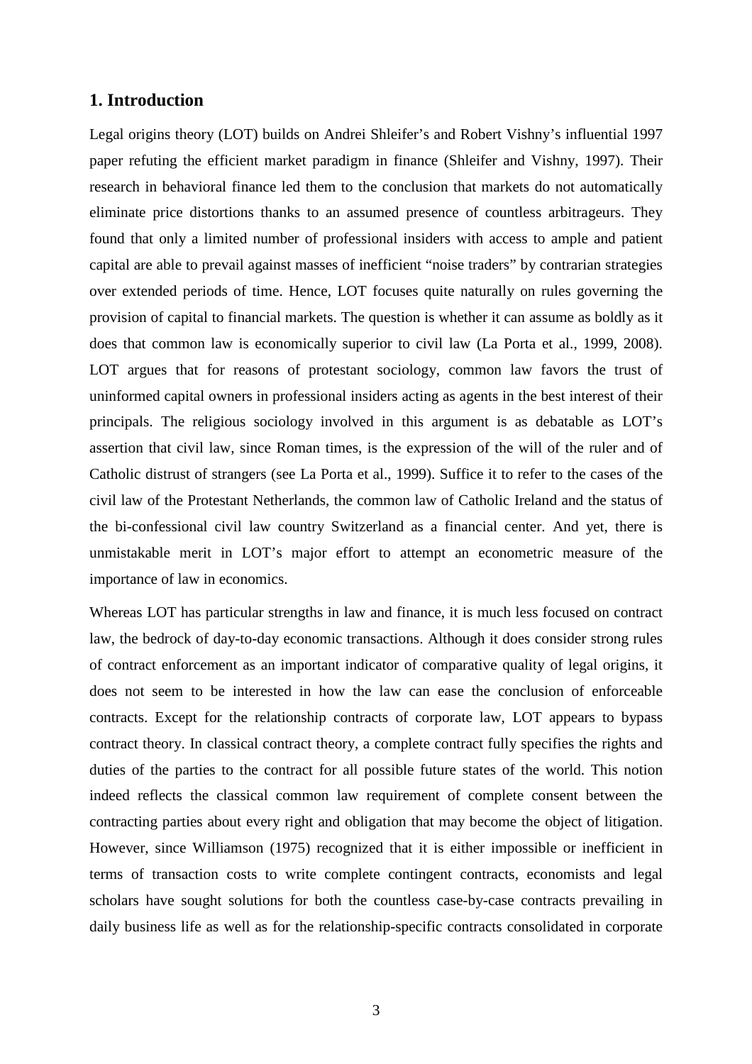## 1. Introduction

Legal origins theory (LOT) builds on Andrei Shleifer's and Robert Vishny's influential 1997 paper refuting the efficient market paradigm in finance (Shleifer and Vishny, 1997). Their research in behavioral finance led them to the conclusion that markets do not automatically eliminate price distortions thanks to an assumed presence of countless arbitrageurs. They found that only a limited number of professional insiders with access to ample and patient capital are able to prevail against masses of inefficient "noise traders" by contrarian strategies over extended periods of time. Hence, LOT focuses quite naturally on rules governing the provision of capital to financial markets. The question is whether it can assume as boldly as it does that common law is economically superior to civil law (La Porta et al., 1999, 2008). LOT argues that for reasons of protestant sociology, common law favors the trust of uninformed capital owners in professional insiders acting as agents in the best interest of their principals. The religious sociology involved in this argument is as debatable as LOT's assertion that civil law, since Roman times, is the expression of the will of the ruler and of Catholic distrust of strangers (see La Porta et al., 1999). Suffice it to refer to the cases of the civil law of the Protestant Netherlands, the common law of Catholic Ireland and the status of the bi-confessional civil law country Switzerland as a financial center. And yet, there is unmistakable merit in LOT's major effort to attempt an econometric measure of the importance of law in economics.

Whereas LOT has particular strengths in law and finance, it is much less focused on contract law, the bedrock of day-to-day economic transactions. Although it does consider strong rules of contract enforcement as an important indicator of comparative quality of legal origins, it does not seem to be interested in how the law can ease the conclusion of enforceable contracts. Except for the relationship contracts of corporate law, LOT appears to bypass contract theory. In classical contract theory, a complete contract fully specifies the rights and duties of the parties to the contract for all possible future states of the world. This notion indeed reflects the classical common law requirement of complete consent between the contracting parties about every right and obligation that may become the object of litigation. However, since Williamson (1975) recognized that it is either impossible or inefficient in terms of transaction costs to write complete contingent contracts, economists and legal scholars have sought solutions for both the countless case-by-case contracts prevailing in daily business life as well as for the relationship-specific contracts consolidated in corporate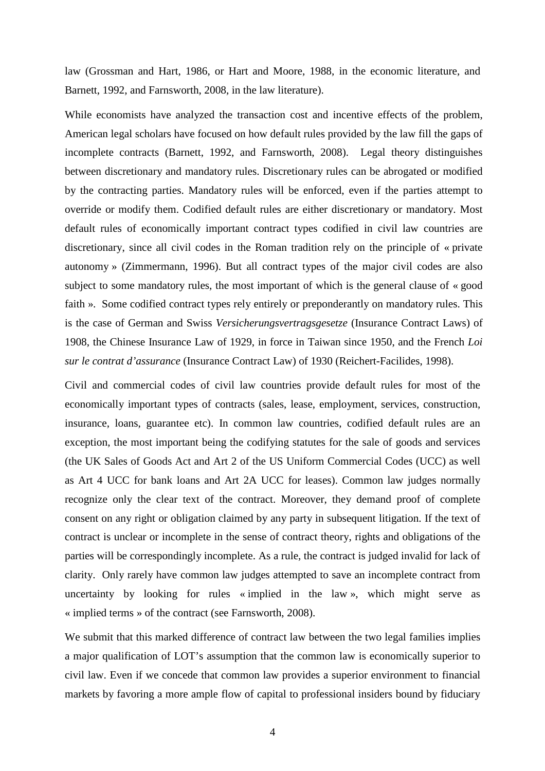law (Grossman and Hart, 1986, or Hart and Moore, 1988, in the economic literature, and Barnett, 1992, and Farnsworth, 2008, in the law literature).

While economists have analyzed the transaction cost and incentive effects of the problem, American legal scholars have focused on how default rules provided by the law fill the gaps of incomplete contracts (Barnett, 1992, and Farnsworth, 2008). Legal theory distinguishes between discretionary and mandatory rules. Discretionary rules can be abrogated or modified by the contracting parties. Mandatory rules will be enforced, even if the parties attempt to override or modify them. Codified default rules are either discretionary or mandatory. Most default rules of economically important contract types codified in civil law countries are discretionary, since all civil codes in the Roman tradition rely on the principle of « private autonomy » (Zimmermann, 1996). But all contract types of the major civil codes are also subject to some mandatory rules, the most important of which is the general clause of « good faith ». Some codified contract types rely entirely or preponderantly on mandatory rules. This is the case of German and Swiss *Versicherungsvertragsgesetze* (Insurance Contract Laws) of 1908, the Chinese Insurance Law of 1929, in force in Taiwan since 1950, and the French *Loi sur le contrat d'assurance* (Insurance Contract Law) of 1930 (Reichert-Facilides, 1998).

Civil and commercial codes of civil law countries provide default rules for most of the economically important types of contracts (sales, lease, employment, services, construction, insurance, loans, guarantee etc). In common law countries, codified default rules are an exception, the most important being the codifying statutes for the sale of goods and services (the UK Sales of Goods Act and Art 2 of the US Uniform Commercial Codes (UCC) as well as Art 4 UCC for bank loans and Art 2A UCC for leases). Common law judges normally recognize only the clear text of the contract. Moreover, they demand proof of complete consent on any right or obligation claimed by any party in subsequent litigation. If the text of contract is unclear or incomplete in the sense of contract theory, rights and obligations of the parties will be correspondingly incomplete. As a rule, the contract is judged invalid for lack of clarity. Only rarely have common law judges attempted to save an incomplete contract from uncertainty by looking for rules « implied in the law », which might serve as « implied terms » of the contract (see Farnsworth, 2008).

We submit that this marked difference of contract law between the two legal families implies a major qualification of LOT's assumption that the common law is economically superior to civil law. Even if we concede that common law provides a superior environment to financial markets by favoring a more ample flow of capital to professional insiders bound by fiduciary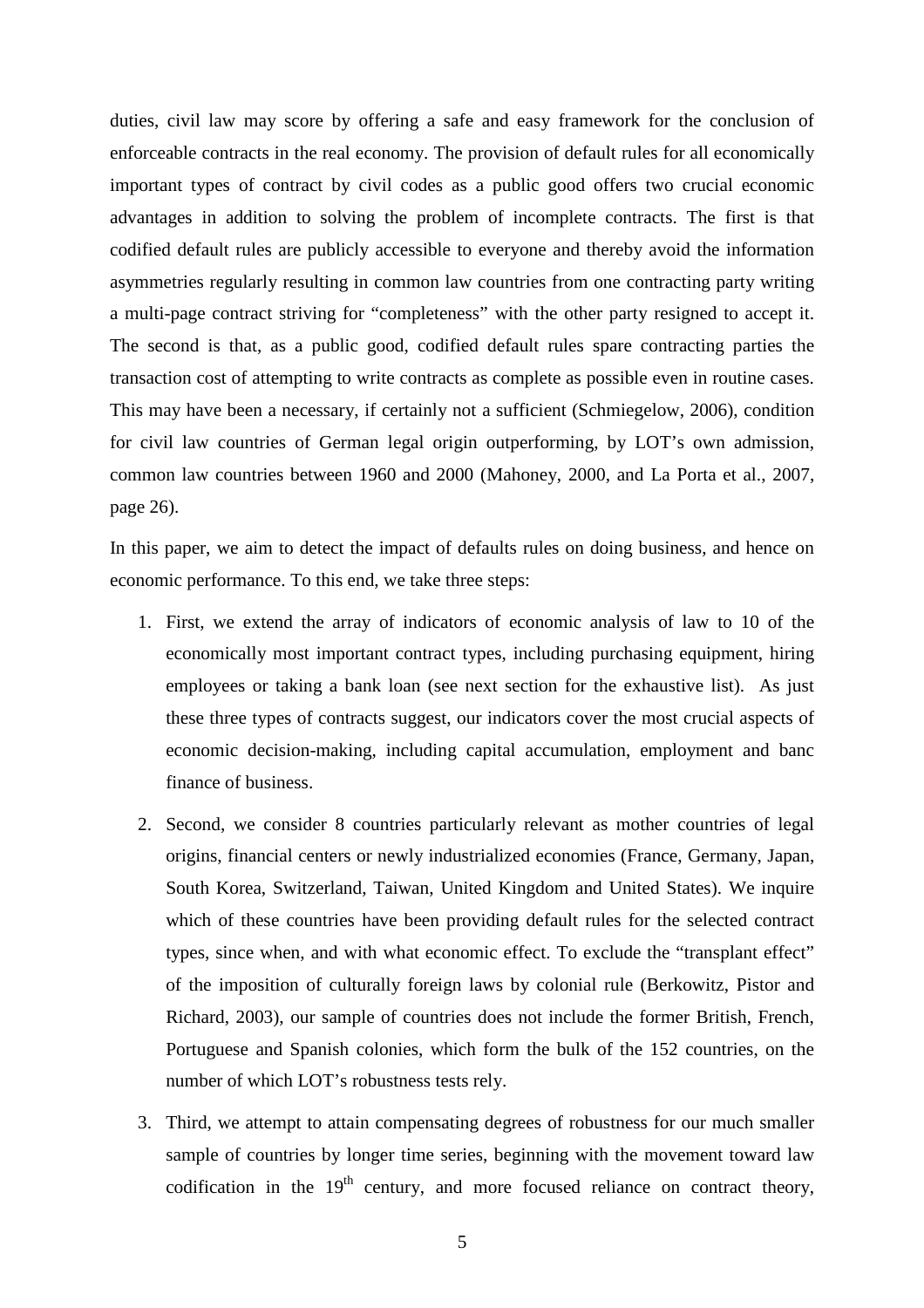duties, civil law may score by offering a safe and easy framework for the conclusion of enforceable contracts in the real economy. The provision of default rules for all economically important types of contract by civil codes as a public good offers two crucial economic advantages in addition to solving the problem of incomplete contracts. The first is that codified default rules are publicly accessible to everyone and thereby avoid the information asymmetries regularly resulting in common law countries from one contracting party writing a multi-page contract striving for "completeness" with the other party resigned to accept it. The second is that, as a public good, codified default rules spare contracting parties the transaction cost of attempting to write contracts as complete as possible even in routine cases. This may have been a necessary, if certainly not a sufficient (Schmiegelow, 2006), condition for civil law countries of German legal origin outperforming, by LOT's own admission, common law countries between 1960 and 2000 (Mahoney, 2000, and La Porta et al., 2007, page 26).

In this paper, we aim to detect the impact of defaults rules on doing business, and hence on economic performance. To this end, we take three steps:

1. First, we extend the array of indicators of economic analysis of law to 10 of the economically most important contract types, including purchasing equipment, hiring employees or taking a bank loan (see next section for the exhaustive list). As just these three types of contracts suggest, our indicators cover the most crucial aspects of economic decision-making, including capital accumulation, employment and banc finance of business.

2. Second, we consider 8 countries particularly relevant as mother countries of legal origins, financial centers or newly industrialized economies (France, Germany, Japan, South Korea, Switzerland, Taiwan, United Kingdom and United States). We inquire which of these countries have been providing default rules for the selected contract types, since when, and with what economic effect. To exclude the "transplant effect" of the imposition of culturally foreign laws by colonial rule (Berkowitz, Pistor and Richard, 2003), our sample of countries does not include the former British, French, Portuguese and Spanish colonies, which form the bulk of the 152 countries, on the number of which LOT's robustness tests rely.

3. Third, we attempt to attain compensating degrees of robustness for our much smaller sample of countries by longer time series, beginning with the movement toward law codification in the 19th century, and more focused reliance on contract theory,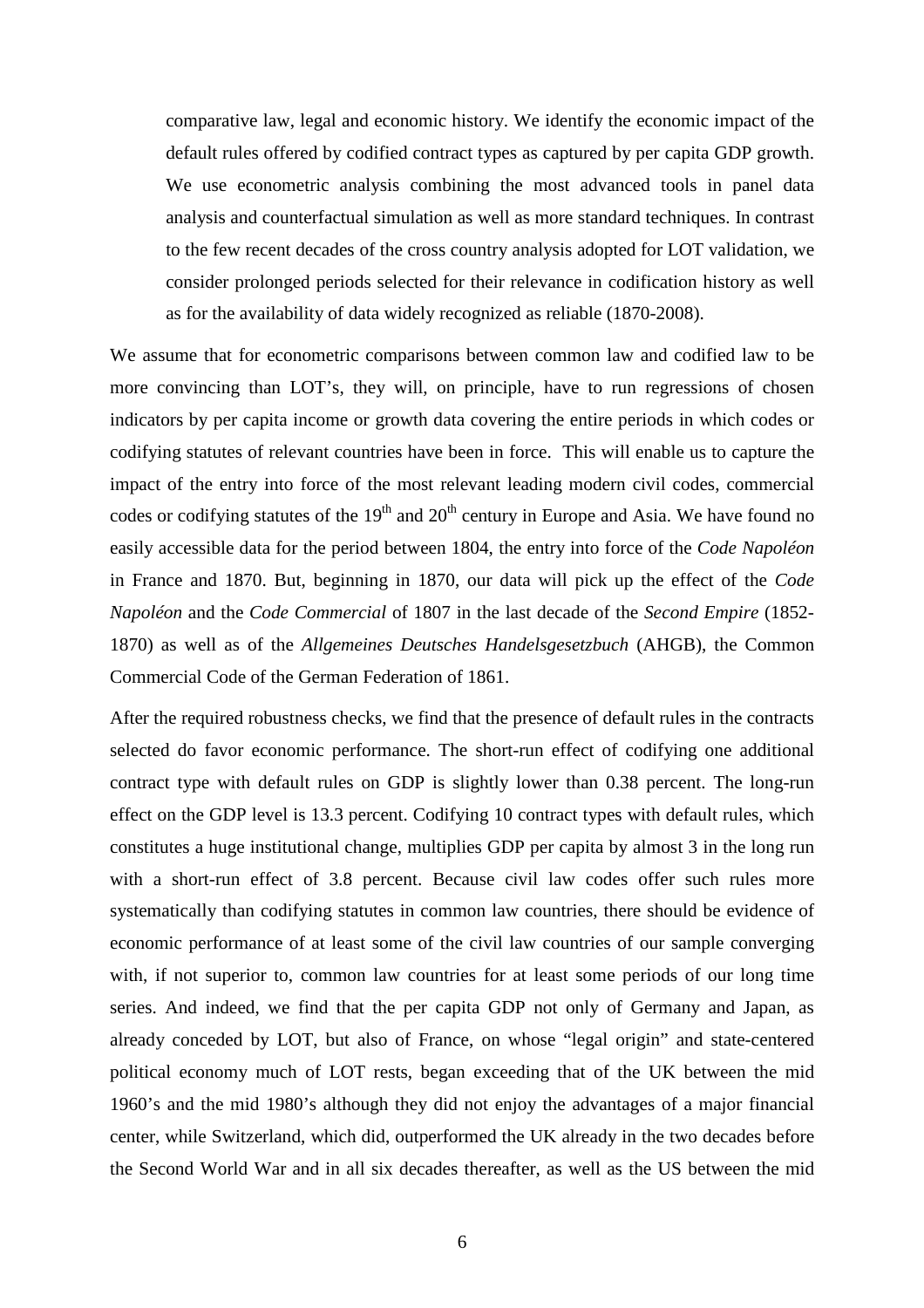comparative law, legal and economic history. We identify the economic impact of the default rules offered by codified contract types as captured by per capita GDP growth. We use econometric analysis combining the most advanced tools in panel data analysis and counterfactual simulation as well as more standard techniques. In contrast to the few recent decades of the cross country analysis adopted for LOT validation, we consider prolonged periods selected for their relevance in codification history as well as for the availability of data widely recognized as reliable (1870-2008).

We assume that for econometric comparisons between common law and codified law to be more convincing than LOT's, they will, on principle, have to run regressions of chosen indicators by per capita income or growth data covering the entire periods in which codes or codifying statutes of relevant countries have been in force. This will enable us to capture the impact of the entry into force of the most relevant leading modern civil codes, commercial codes or codifying statutes of the 19th and 20th century in Europe and Asia. We have found no easily accessible data for the period between 1804, the entry into force of the *Code Napoléon* in France and 1870. But, beginning in 1870, our data will pick up the effect of the *Code Napoléon* and the *Code Commercial* of 1807 in the last decade of the *Second Empire* (1852-1870) as well as of the *Allgemeines Deutsches Handelsgesetzbuch* (AHGB), the Common Commercial Code of the German Federation of 1861.

After the required robustness checks, we find that the presence of default rules in the contracts selected do favor economic performance. The short-run effect of codifying one additional contract type with default rules on GDP is slightly lower than 0.38 percent. The long-run effect on the GDP level is 13.3 percent. Codifying 10 contract types with default rules, which constitutes a huge institutional change, multiplies GDP per capita by almost 3 in the long run with a short-run effect of 3.8 percent. Because civil law codes offer such rules more systematically than codifying statutes in common law countries, there should be evidence of economic performance of at least some of the civil law countries of our sample converging with, if not superior to, common law countries for at least some periods of our long time series. And indeed, we find that the per capita GDP not only of Germany and Japan, as already conceded by LOT, but also of France, on whose "legal origin" and state-centered political economy much of LOT rests, began exceeding that of the UK between the mid 1960's and the mid 1980's although they did not enjoy the advantages of a major financial center, while Switzerland, which did, outperformed the UK already in the two decades before the Second World War and in all six decades thereafter, as well as the US between the mid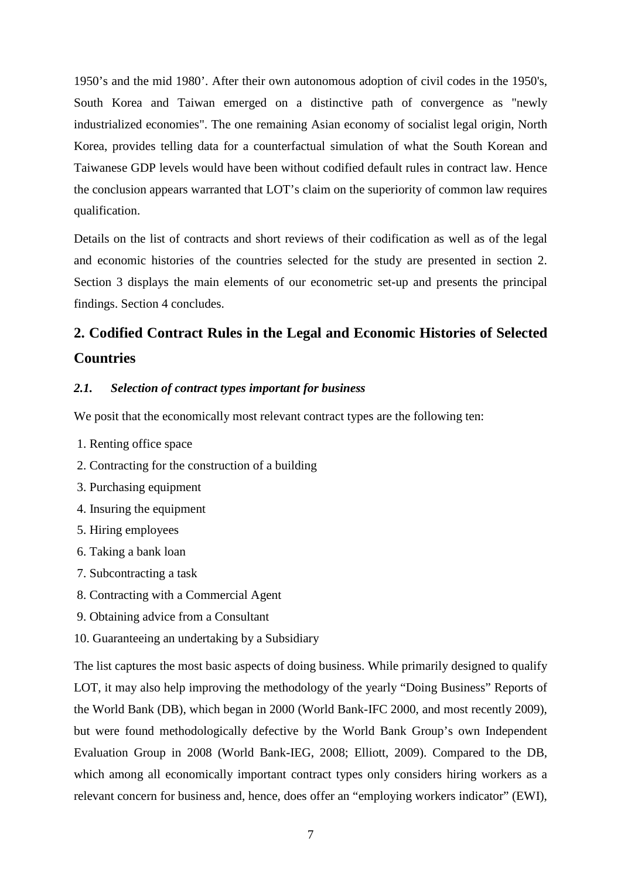1950's and the mid 1980'. After their own autonomous adoption of civil codes in the 1950's, South Korea and Taiwan emerged on a distinctive path of convergence as "newly industrialized economies". The one remaining Asian economy of socialist legal origin, North Korea, provides telling data for a counterfactual simulation of what the South Korean and Taiwanese GDP levels would have been without codified default rules in contract law. Hence the conclusion appears warranted that LOT's claim on the superiority of common law requires qualification.

Details on the list of contracts and short reviews of their codification as well as of the legal and economic histories of the countries selected for the study are presented in section 2. Section 3 displays the main elements of our econometric set-up and presents the principal findings. Section 4 concludes.

## 2. Codified Contract Rules in the Legal and Economic Histories of Selected Countries

### *2.1. Selection of contract types important for business*

We posit that the economically most relevant contract types are the following ten:

1. Renting office space
2. Contracting for the construction of a building
3. Purchasing equipment
4. Insuring the equipment
5. Hiring employees
6. Taking a bank loan
7. Subcontracting a task
8. Contracting with a Commercial Agent
9. Obtaining advice from a Consultant
10. Guaranteeing an undertaking by a Subsidiary

The list captures the most basic aspects of doing business. While primarily designed to qualify LOT, it may also help improving the methodology of the yearly "Doing Business" Reports of the World Bank (DB), which began in 2000 (World Bank-IFC 2000, and most recently 2009), but were found methodologically defective by the World Bank Group's own Independent Evaluation Group in 2008 (World Bank-IEG, 2008; Elliott, 2009). Compared to the DB, which among all economically important contract types only considers hiring workers as a relevant concern for business and, hence, does offer an "employing workers indicator" (EWI),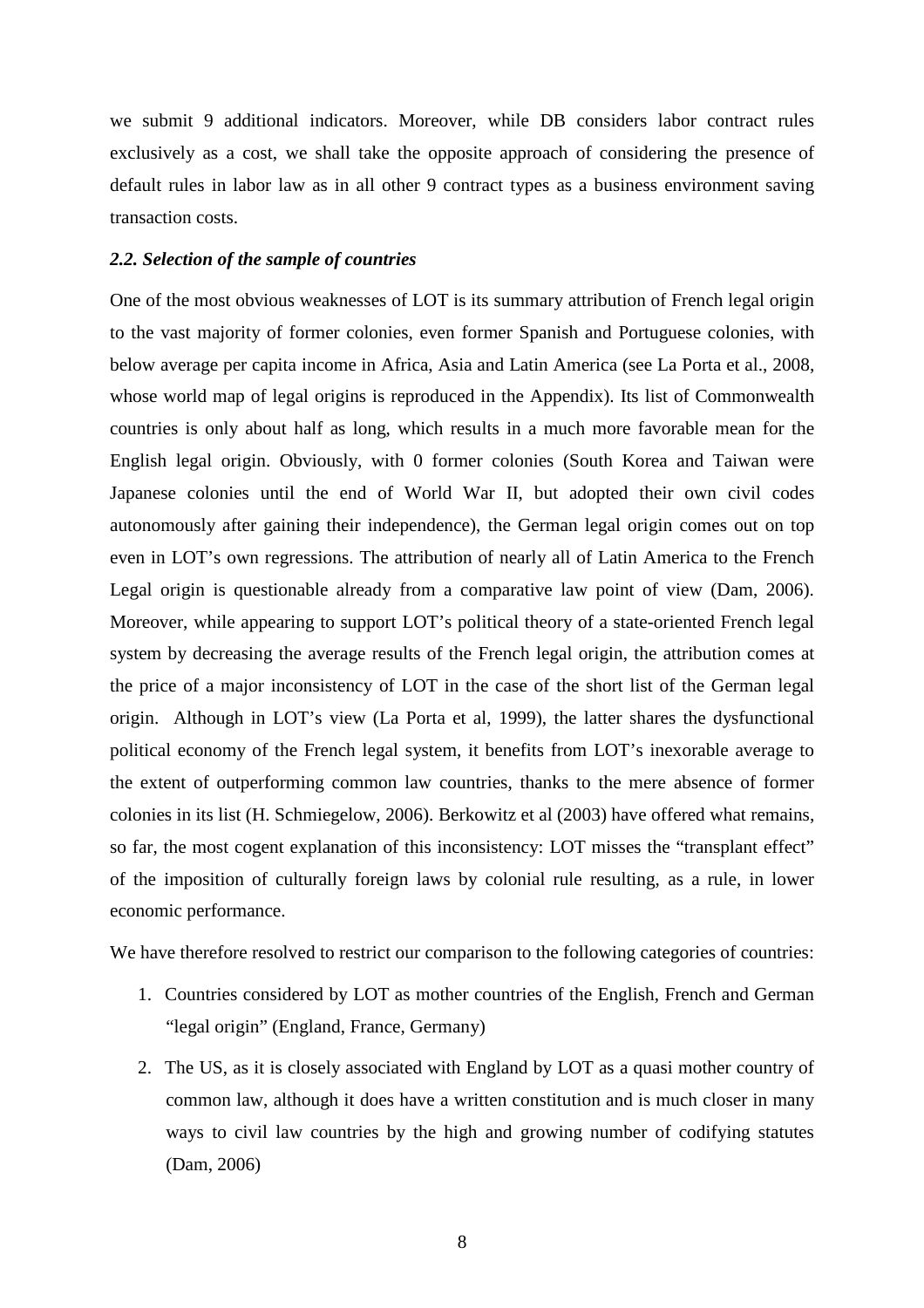we submit 9 additional indicators. Moreover, while DB considers labor contract rules exclusively as a cost, we shall take the opposite approach of considering the presence of default rules in labor law as in all other 9 contract types as a business environment saving transaction costs.

### *2.2. Selection of the sample of countries*

One of the most obvious weaknesses of LOT is its summary attribution of French legal origin to the vast majority of former colonies, even former Spanish and Portuguese colonies, with below average per capita income in Africa, Asia and Latin America (see La Porta et al., 2008, whose world map of legal origins is reproduced in the Appendix). Its list of Commonwealth countries is only about half as long, which results in a much more favorable mean for the English legal origin. Obviously, with 0 former colonies (South Korea and Taiwan were Japanese colonies until the end of World War II, but adopted their own civil codes autonomously after gaining their independence), the German legal origin comes out on top even in LOT's own regressions. The attribution of nearly all of Latin America to the French Legal origin is questionable already from a comparative law point of view (Dam, 2006). Moreover, while appearing to support LOT's political theory of a state-oriented French legal system by decreasing the average results of the French legal origin, the attribution comes at the price of a major inconsistency of LOT in the case of the short list of the German legal origin. Although in LOT's view (La Porta et al, 1999), the latter shares the dysfunctional political economy of the French legal system, it benefits from LOT's inexorable average to the extent of outperforming common law countries, thanks to the mere absence of former colonies in its list (H. Schmiegelow, 2006). Berkowitz et al (2003) have offered what remains, so far, the most cogent explanation of this inconsistency: LOT misses the "transplant effect" of the imposition of culturally foreign laws by colonial rule resulting, as a rule, in lower economic performance.

We have therefore resolved to restrict our comparison to the following categories of countries:

1. Countries considered by LOT as mother countries of the English, French and German "legal origin" (England, France, Germany)
2. The US, as it is closely associated with England by LOT as a quasi mother country of common law, although it does have a written constitution and is much closer in many ways to civil law countries by the high and growing number of codifying statutes (Dam, 2006)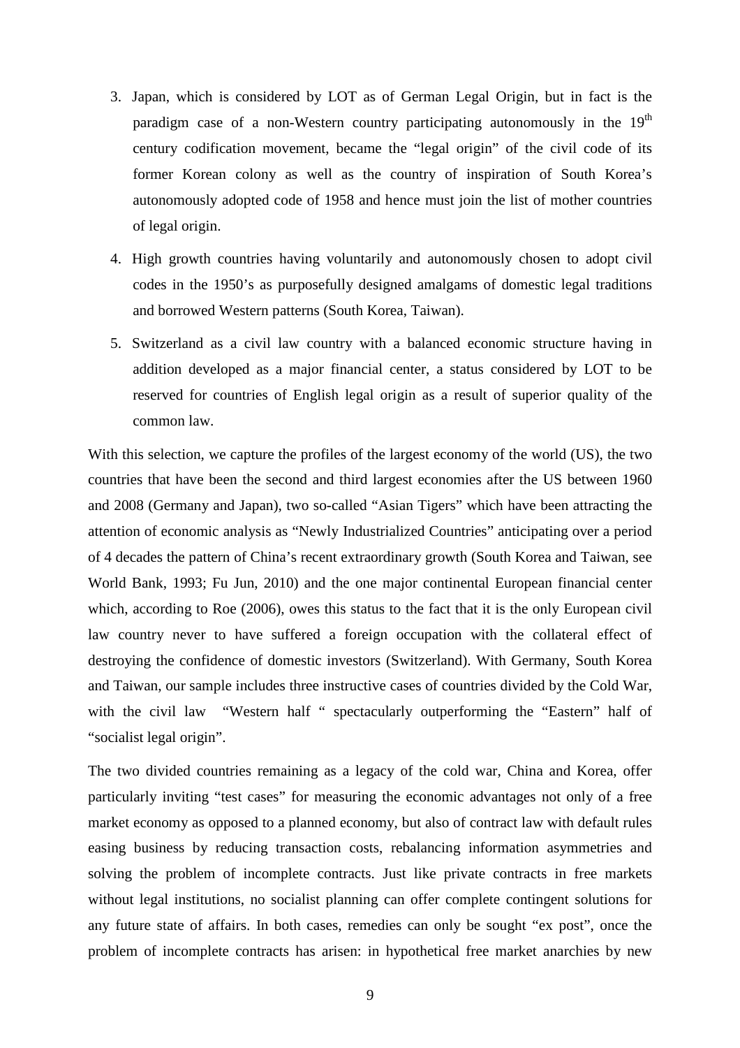3. Japan, which is considered by LOT as of German Legal Origin, but in fact is the paradigm case of a non-Western country participating autonomously in the 19th century codification movement, became the "legal origin" of the civil code of its former Korean colony as well as the country of inspiration of South Korea's autonomously adopted code of 1958 and hence must join the list of mother countries of legal origin.
4. High growth countries having voluntarily and autonomously chosen to adopt civil codes in the 1950's as purposefully designed amalgams of domestic legal traditions and borrowed Western patterns (South Korea, Taiwan).
5. Switzerland as a civil law country with a balanced economic structure having in addition developed as a major financial center, a status considered by LOT to be reserved for countries of English legal origin as a result of superior quality of the common law.

With this selection, we capture the profiles of the largest economy of the world (US), the two countries that have been the second and third largest economies after the US between 1960 and 2008 (Germany and Japan), two so-called "Asian Tigers" which have been attracting the attention of economic analysis as "Newly Industrialized Countries" anticipating over a period of 4 decades the pattern of China's recent extraordinary growth (South Korea and Taiwan, see World Bank, 1993; Fu Jun, 2010) and the one major continental European financial center which, according to Roe (2006), owes this status to the fact that it is the only European civil law country never to have suffered a foreign occupation with the collateral effect of destroying the confidence of domestic investors (Switzerland). With Germany, South Korea and Taiwan, our sample includes three instructive cases of countries divided by the Cold War, with the civil law "Western half " spectacularly outperforming the "Eastern" half of "socialist legal origin".

The two divided countries remaining as a legacy of the cold war, China and Korea, offer particularly inviting "test cases" for measuring the economic advantages not only of a free market economy as opposed to a planned economy, but also of contract law with default rules easing business by reducing transaction costs, rebalancing information asymmetries and solving the problem of incomplete contracts. Just like private contracts in free markets without legal institutions, no socialist planning can offer complete contingent solutions for any future state of affairs. In both cases, remedies can only be sought "ex post", once the problem of incomplete contracts has arisen: in hypothetical free market anarchies by new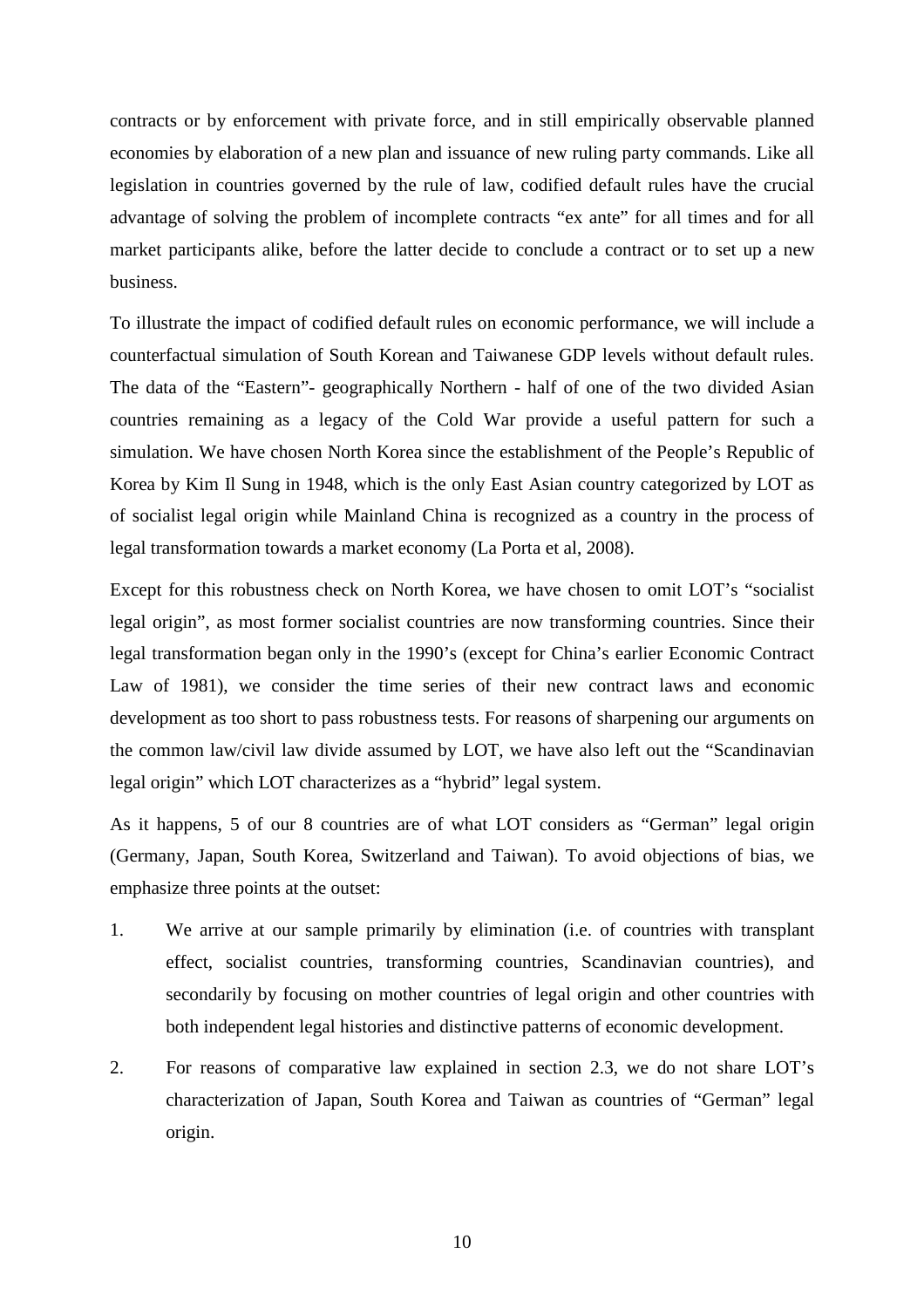contracts or by enforcement with private force, and in still empirically observable planned economies by elaboration of a new plan and issuance of new ruling party commands. Like all legislation in countries governed by the rule of law, codified default rules have the crucial advantage of solving the problem of incomplete contracts "ex ante" for all times and for all market participants alike, before the latter decide to conclude a contract or to set up a new business.

To illustrate the impact of codified default rules on economic performance, we will include a counterfactual simulation of South Korean and Taiwanese GDP levels without default rules. The data of the "Eastern"- geographically Northern - half of one of the two divided Asian countries remaining as a legacy of the Cold War provide a useful pattern for such a simulation. We have chosen North Korea since the establishment of the People's Republic of Korea by Kim Il Sung in 1948, which is the only East Asian country categorized by LOT as of socialist legal origin while Mainland China is recognized as a country in the process of legal transformation towards a market economy (La Porta et al, 2008).

Except for this robustness check on North Korea, we have chosen to omit LOT's "socialist legal origin", as most former socialist countries are now transforming countries. Since their legal transformation began only in the 1990's (except for China's earlier Economic Contract Law of 1981), we consider the time series of their new contract laws and economic development as too short to pass robustness tests. For reasons of sharpening our arguments on the common law/civil law divide assumed by LOT, we have also left out the "Scandinavian legal origin" which LOT characterizes as a "hybrid" legal system.

As it happens, 5 of our 8 countries are of what LOT considers as "German" legal origin (Germany, Japan, South Korea, Switzerland and Taiwan). To avoid objections of bias, we emphasize three points at the outset:

1. We arrive at our sample primarily by elimination (i.e. of countries with transplant effect, socialist countries, transforming countries, Scandinavian countries), and secondarily by focusing on mother countries of legal origin and other countries with both independent legal histories and distinctive patterns of economic development.
2. For reasons of comparative law explained in section 2.3, we do not share LOT's characterization of Japan, South Korea and Taiwan as countries of "German" legal origin.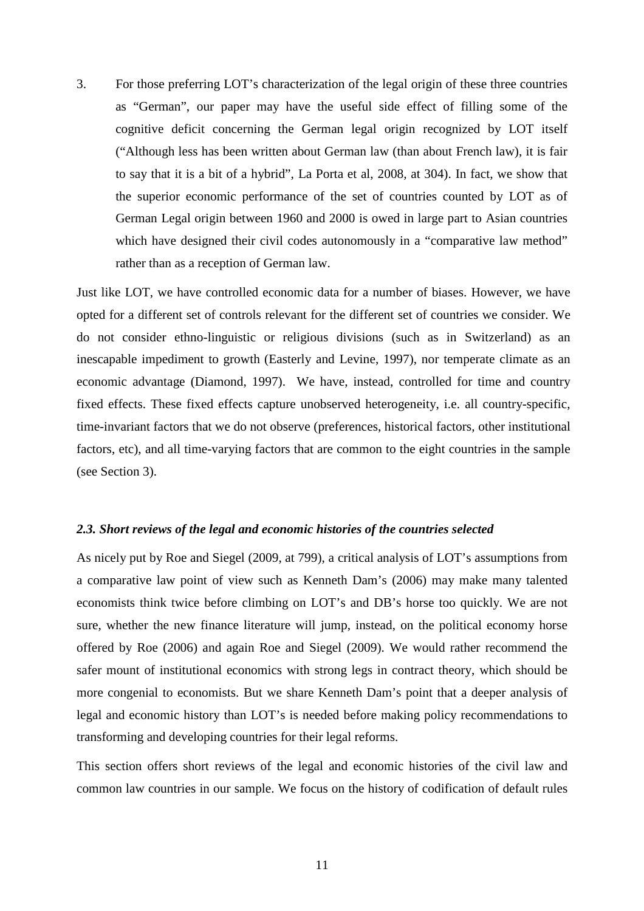3. For those preferring LOT's characterization of the legal origin of these three countries as "German", our paper may have the useful side effect of filling some of the cognitive deficit concerning the German legal origin recognized by LOT itself ("Although less has been written about German law (than about French law), it is fair to say that it is a bit of a hybrid", La Porta et al, 2008, at 304). In fact, we show that the superior economic performance of the set of countries counted by LOT as of German Legal origin between 1960 and 2000 is owed in large part to Asian countries which have designed their civil codes autonomously in a "comparative law method" rather than as a reception of German law.

Just like LOT, we have controlled economic data for a number of biases. However, we have opted for a different set of controls relevant for the different set of countries we consider. We do not consider ethno-linguistic or religious divisions (such as in Switzerland) as an inescapable impediment to growth (Easterly and Levine, 1997), nor temperate climate as an economic advantage (Diamond, 1997). We have, instead, controlled for time and country fixed effects. These fixed effects capture unobserved heterogeneity, i.e. all country-specific, time-invariant factors that we do not observe (preferences, historical factors, other institutional factors, etc), and all time-varying factors that are common to the eight countries in the sample (see Section 3).

### *2.3. Short reviews of the legal and economic histories of the countries selected*

As nicely put by Roe and Siegel (2009, at 799), a critical analysis of LOT's assumptions from a comparative law point of view such as Kenneth Dam's (2006) may make many talented economists think twice before climbing on LOT's and DB's horse too quickly. We are not sure, whether the new finance literature will jump, instead, on the political economy horse offered by Roe (2006) and again Roe and Siegel (2009). We would rather recommend the safer mount of institutional economics with strong legs in contract theory, which should be more congenial to economists. But we share Kenneth Dam's point that a deeper analysis of legal and economic history than LOT's is needed before making policy recommendations to transforming and developing countries for their legal reforms.

This section offers short reviews of the legal and economic histories of the civil law and common law countries in our sample. We focus on the history of codification of default rules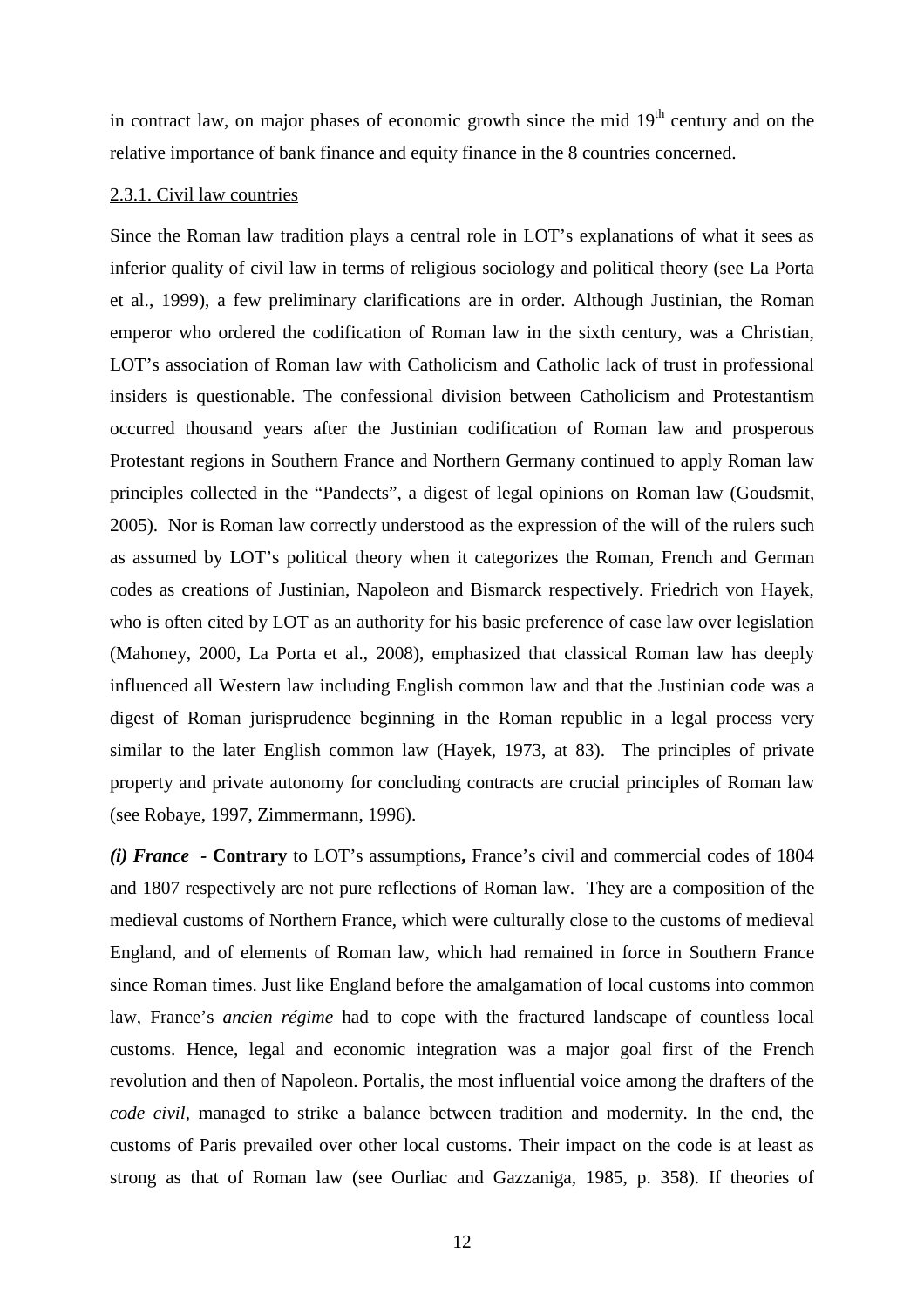in contract law, on major phases of economic growth since the mid 19th century and on the relative importance of bank finance and equity finance in the 8 countries concerned.

2.3.1. Civil law countries

Since the Roman law tradition plays a central role in LOT's explanations of what it sees as inferior quality of civil law in terms of religious sociology and political theory (see La Porta et al., 1999), a few preliminary clarifications are in order. Although Justinian, the Roman emperor who ordered the codification of Roman law in the sixth century, was a Christian, LOT's association of Roman law with Catholicism and Catholic lack of trust in professional insiders is questionable. The confessional division between Catholicism and Protestantism occurred thousand years after the Justinian codification of Roman law and prosperous Protestant regions in Southern France and Northern Germany continued to apply Roman law principles collected in the "Pandects", a digest of legal opinions on Roman law (Goudsmit, 2005). Nor is Roman law correctly understood as the expression of the will of the rulers such as assumed by LOT's political theory when it categorizes the Roman, French and German codes as creations of Justinian, Napoleon and Bismarck respectively. Friedrich von Hayek, who is often cited by LOT as an authority for his basic preference of case law over legislation (Mahoney, 2000, La Porta et al., 2008), emphasized that classical Roman law has deeply influenced all Western law including English common law and that the Justinian code was a digest of Roman jurisprudence beginning in the Roman republic in a legal process very similar to the later English common law (Hayek, 1973, at 83). The principles of private property and private autonomy for concluding contracts are crucial principles of Roman law (see Robaye, 1997, Zimmermann, 1996).

***(i) France* - Contrary** to LOT's assumptions**,** France's civil and commercial codes of 1804 and 1807 respectively are not pure reflections of Roman law. They are a composition of the medieval customs of Northern France, which were culturally close to the customs of medieval England, and of elements of Roman law, which had remained in force in Southern France since Roman times. Just like England before the amalgamation of local customs into common law, France's *ancien régime* had to cope with the fractured landscape of countless local customs. Hence, legal and economic integration was a major goal first of the French revolution and then of Napoleon. Portalis, the most influential voice among the drafters of the *code civil*, managed to strike a balance between tradition and modernity. In the end, the customs of Paris prevailed over other local customs. Their impact on the code is at least as strong as that of Roman law (see Ourliac and Gazzaniga, 1985, p. 358). If theories of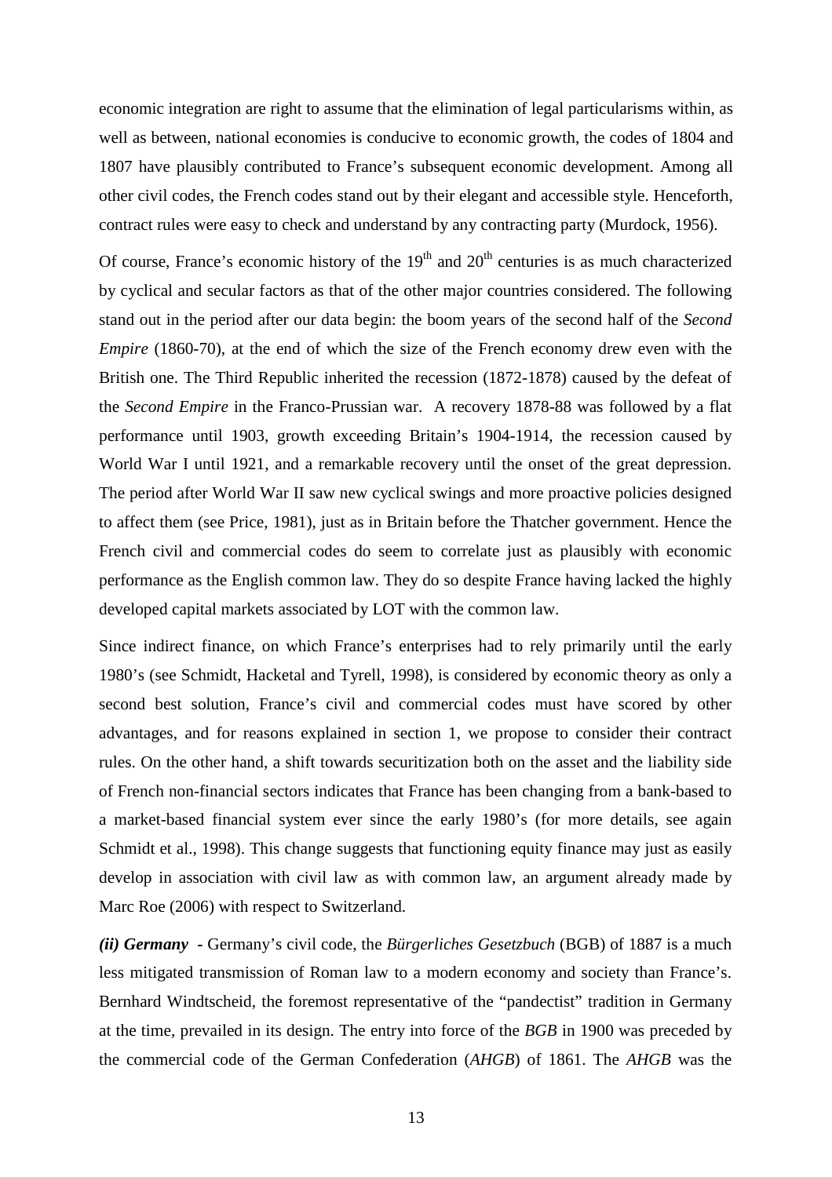economic integration are right to assume that the elimination of legal particularisms within, as well as between, national economies is conducive to economic growth, the codes of 1804 and 1807 have plausibly contributed to France's subsequent economic development. Among all other civil codes, the French codes stand out by their elegant and accessible style. Henceforth, contract rules were easy to check and understand by any contracting party (Murdock, 1956).

Of course, France's economic history of the 19th and 20th centuries is as much characterized by cyclical and secular factors as that of the other major countries considered. The following stand out in the period after our data begin: the boom years of the second half of the *Second Empire* (1860-70), at the end of which the size of the French economy drew even with the British one. The Third Republic inherited the recession (1872-1878) caused by the defeat of the *Second Empire* in the Franco-Prussian war. A recovery 1878-88 was followed by a flat performance until 1903, growth exceeding Britain's 1904-1914, the recession caused by World War I until 1921, and a remarkable recovery until the onset of the great depression. The period after World War II saw new cyclical swings and more proactive policies designed to affect them (see Price, 1981), just as in Britain before the Thatcher government. Hence the French civil and commercial codes do seem to correlate just as plausibly with economic performance as the English common law. They do so despite France having lacked the highly developed capital markets associated by LOT with the common law.

Since indirect finance, on which France's enterprises had to rely primarily until the early 1980's (see Schmidt, Hacketal and Tyrell, 1998), is considered by economic theory as only a second best solution, France's civil and commercial codes must have scored by other advantages, and for reasons explained in section 1, we propose to consider their contract rules. On the other hand, a shift towards securitization both on the asset and the liability side of French non-financial sectors indicates that France has been changing from a bank-based to a market-based financial system ever since the early 1980's (for more details, see again Schmidt et al., 1998). This change suggests that functioning equity finance may just as easily develop in association with civil law as with common law, an argument already made by Marc Roe (2006) with respect to Switzerland.

***(ii) Germany*** - Germany's civil code, the *Bürgerliches Gesetzbuch* (BGB) of 1887 is a much less mitigated transmission of Roman law to a modern economy and society than France's. Bernhard Windtscheid, the foremost representative of the "pandectist" tradition in Germany at the time, prevailed in its design. The entry into force of the *BGB* in 1900 was preceded by the commercial code of the German Confederation (*AHGB*) of 1861. The *AHGB* was the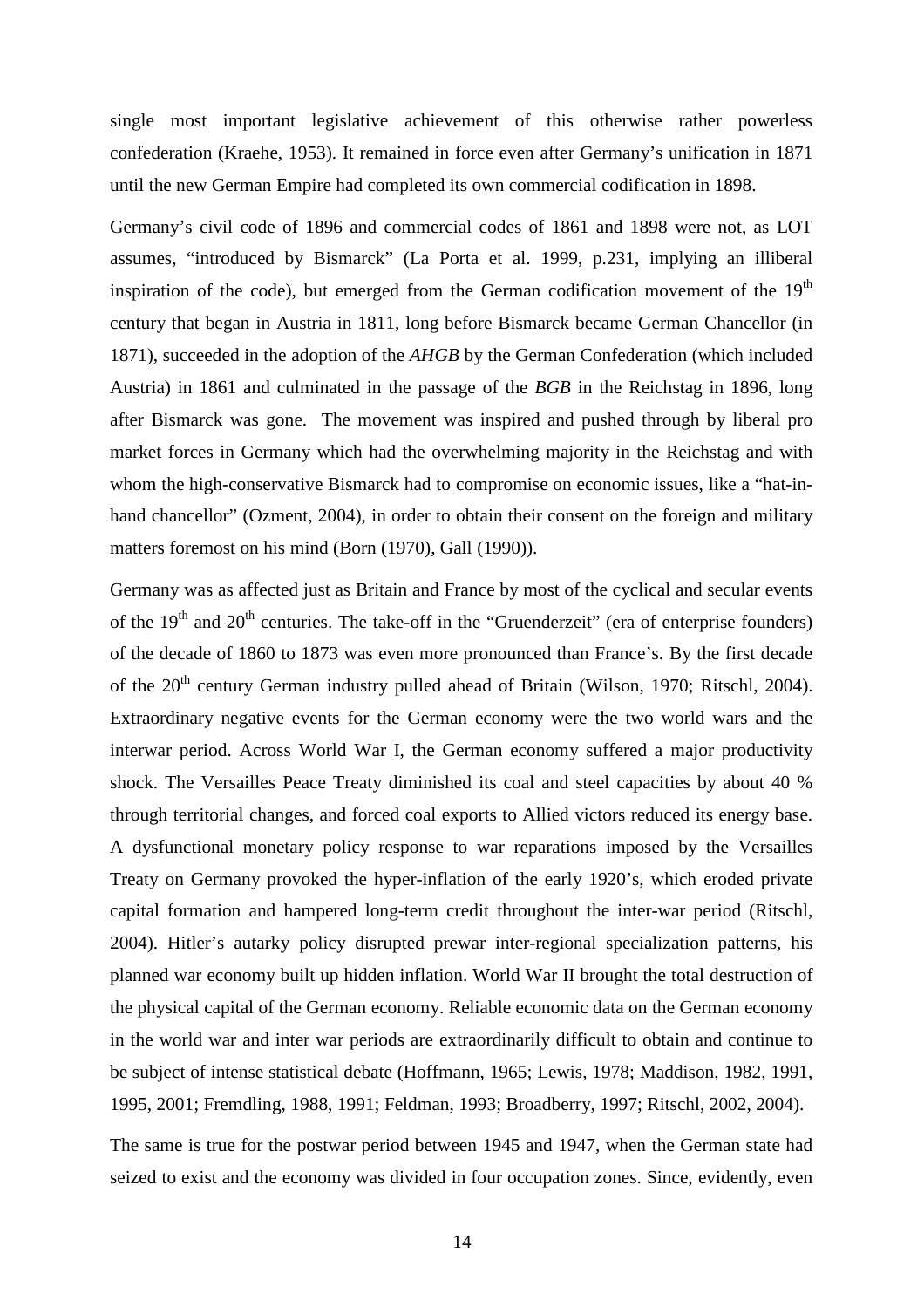single most important legislative achievement of this otherwise rather powerless confederation (Kraehe, 1953). It remained in force even after Germany's unification in 1871 until the new German Empire had completed its own commercial codification in 1898.

Germany's civil code of 1896 and commercial codes of 1861 and 1898 were not, as LOT assumes, "introduced by Bismarck" (La Porta et al. 1999, p.231, implying an illiberal inspiration of the code), but emerged from the German codification movement of the 19th century that began in Austria in 1811, long before Bismarck became German Chancellor (in 1871), succeeded in the adoption of the *AHGB* by the German Confederation (which included Austria) in 1861 and culminated in the passage of the *BGB* in the Reichstag in 1896, long after Bismarck was gone. The movement was inspired and pushed through by liberal pro market forces in Germany which had the overwhelming majority in the Reichstag and with whom the high-conservative Bismarck had to compromise on economic issues, like a "hat-in-hand chancellor" (Ozment, 2004), in order to obtain their consent on the foreign and military matters foremost on his mind (Born (1970), Gall (1990)).

Germany was as affected just as Britain and France by most of the cyclical and secular events of the 19th and 20th centuries. The take-off in the "Gruenderzeit" (era of enterprise founders) of the decade of 1860 to 1873 was even more pronounced than France's. By the first decade of the 20th century German industry pulled ahead of Britain (Wilson, 1970; Ritschl, 2004). Extraordinary negative events for the German economy were the two world wars and the interwar period. Across World War I, the German economy suffered a major productivity shock. The Versailles Peace Treaty diminished its coal and steel capacities by about 40 % through territorial changes, and forced coal exports to Allied victors reduced its energy base. A dysfunctional monetary policy response to war reparations imposed by the Versailles Treaty on Germany provoked the hyper-inflation of the early 1920's, which eroded private capital formation and hampered long-term credit throughout the inter-war period (Ritschl, 2004). Hitler's autarky policy disrupted prewar inter-regional specialization patterns, his planned war economy built up hidden inflation. World War II brought the total destruction of the physical capital of the German economy. Reliable economic data on the German economy in the world war and inter war periods are extraordinarily difficult to obtain and continue to be subject of intense statistical debate (Hoffmann, 1965; Lewis, 1978; Maddison, 1982, 1991, 1995, 2001; Fremdling, 1988, 1991; Feldman, 1993; Broadberry, 1997; Ritschl, 2002, 2004).

The same is true for the postwar period between 1945 and 1947, when the German state had seized to exist and the economy was divided in four occupation zones. Since, evidently, even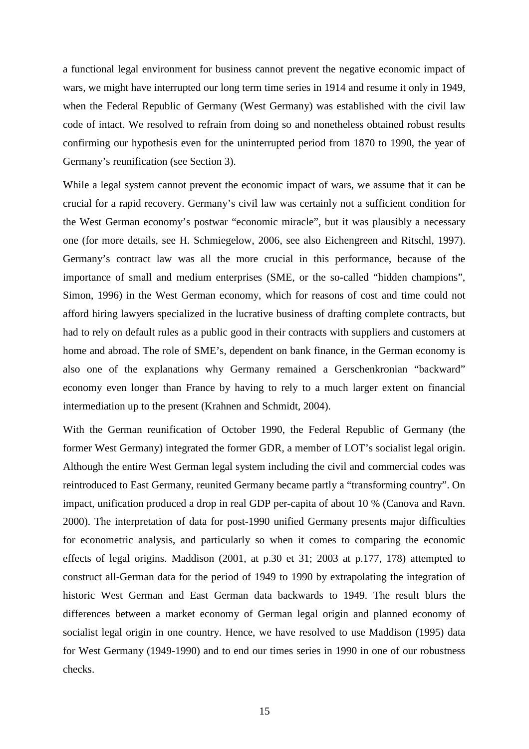a functional legal environment for business cannot prevent the negative economic impact of wars, we might have interrupted our long term time series in 1914 and resume it only in 1949, when the Federal Republic of Germany (West Germany) was established with the civil law code of intact. We resolved to refrain from doing so and nonetheless obtained robust results confirming our hypothesis even for the uninterrupted period from 1870 to 1990, the year of Germany's reunification (see Section 3).

While a legal system cannot prevent the economic impact of wars, we assume that it can be crucial for a rapid recovery. Germany's civil law was certainly not a sufficient condition for the West German economy's postwar "economic miracle", but it was plausibly a necessary one (for more details, see H. Schmiegelow, 2006, see also Eichengreen and Ritschl, 1997). Germany's contract law was all the more crucial in this performance, because of the importance of small and medium enterprises (SME, or the so-called "hidden champions", Simon, 1996) in the West German economy, which for reasons of cost and time could not afford hiring lawyers specialized in the lucrative business of drafting complete contracts, but had to rely on default rules as a public good in their contracts with suppliers and customers at home and abroad. The role of SME's, dependent on bank finance, in the German economy is also one of the explanations why Germany remained a Gerschenkronian "backward" economy even longer than France by having to rely to a much larger extent on financial intermediation up to the present (Krahnen and Schmidt, 2004).

With the German reunification of October 1990, the Federal Republic of Germany (the former West Germany) integrated the former GDR, a member of LOT's socialist legal origin. Although the entire West German legal system including the civil and commercial codes was reintroduced to East Germany, reunited Germany became partly a "transforming country". On impact, unification produced a drop in real GDP per-capita of about 10 % (Canova and Ravn. 2000). The interpretation of data for post-1990 unified Germany presents major difficulties for econometric analysis, and particularly so when it comes to comparing the economic effects of legal origins. Maddison (2001, at p.30 et 31; 2003 at p.177, 178) attempted to construct all-German data for the period of 1949 to 1990 by extrapolating the integration of historic West German and East German data backwards to 1949. The result blurs the differences between a market economy of German legal origin and planned economy of socialist legal origin in one country. Hence, we have resolved to use Maddison (1995) data for West Germany (1949-1990) and to end our times series in 1990 in one of our robustness checks.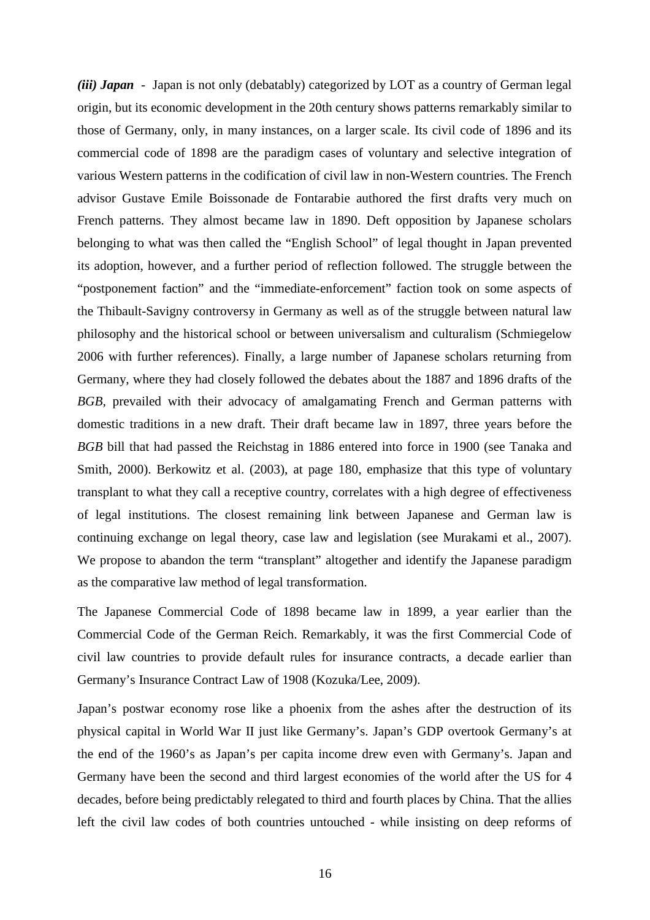***(iii) Japan*** - Japan is not only (debatably) categorized by LOT as a country of German legal origin, but its economic development in the 20th century shows patterns remarkably similar to those of Germany, only, in many instances, on a larger scale. Its civil code of 1896 and its commercial code of 1898 are the paradigm cases of voluntary and selective integration of various Western patterns in the codification of civil law in non-Western countries. The French advisor Gustave Emile Boissonade de Fontarabie authored the first drafts very much on French patterns. They almost became law in 1890. Deft opposition by Japanese scholars belonging to what was then called the "English School" of legal thought in Japan prevented its adoption, however, and a further period of reflection followed. The struggle between the "postponement faction" and the "immediate-enforcement" faction took on some aspects of the Thibault-Savigny controversy in Germany as well as of the struggle between natural law philosophy and the historical school or between universalism and culturalism (Schmiegelow 2006 with further references). Finally, a large number of Japanese scholars returning from Germany, where they had closely followed the debates about the 1887 and 1896 drafts of the *BGB*, prevailed with their advocacy of amalgamating French and German patterns with domestic traditions in a new draft. Their draft became law in 1897, three years before the *BGB* bill that had passed the Reichstag in 1886 entered into force in 1900 (see Tanaka and Smith, 2000). Berkowitz et al. (2003), at page 180, emphasize that this type of voluntary transplant to what they call a receptive country, correlates with a high degree of effectiveness of legal institutions. The closest remaining link between Japanese and German law is continuing exchange on legal theory, case law and legislation (see Murakami et al., 2007). We propose to abandon the term "transplant" altogether and identify the Japanese paradigm as the comparative law method of legal transformation.

The Japanese Commercial Code of 1898 became law in 1899, a year earlier than the Commercial Code of the German Reich. Remarkably, it was the first Commercial Code of civil law countries to provide default rules for insurance contracts, a decade earlier than Germany's Insurance Contract Law of 1908 (Kozuka/Lee, 2009).

Japan's postwar economy rose like a phoenix from the ashes after the destruction of its physical capital in World War II just like Germany's. Japan's GDP overtook Germany's at the end of the 1960's as Japan's per capita income drew even with Germany's. Japan and Germany have been the second and third largest economies of the world after the US for 4 decades, before being predictably relegated to third and fourth places by China. That the allies left the civil law codes of both countries untouched - while insisting on deep reforms of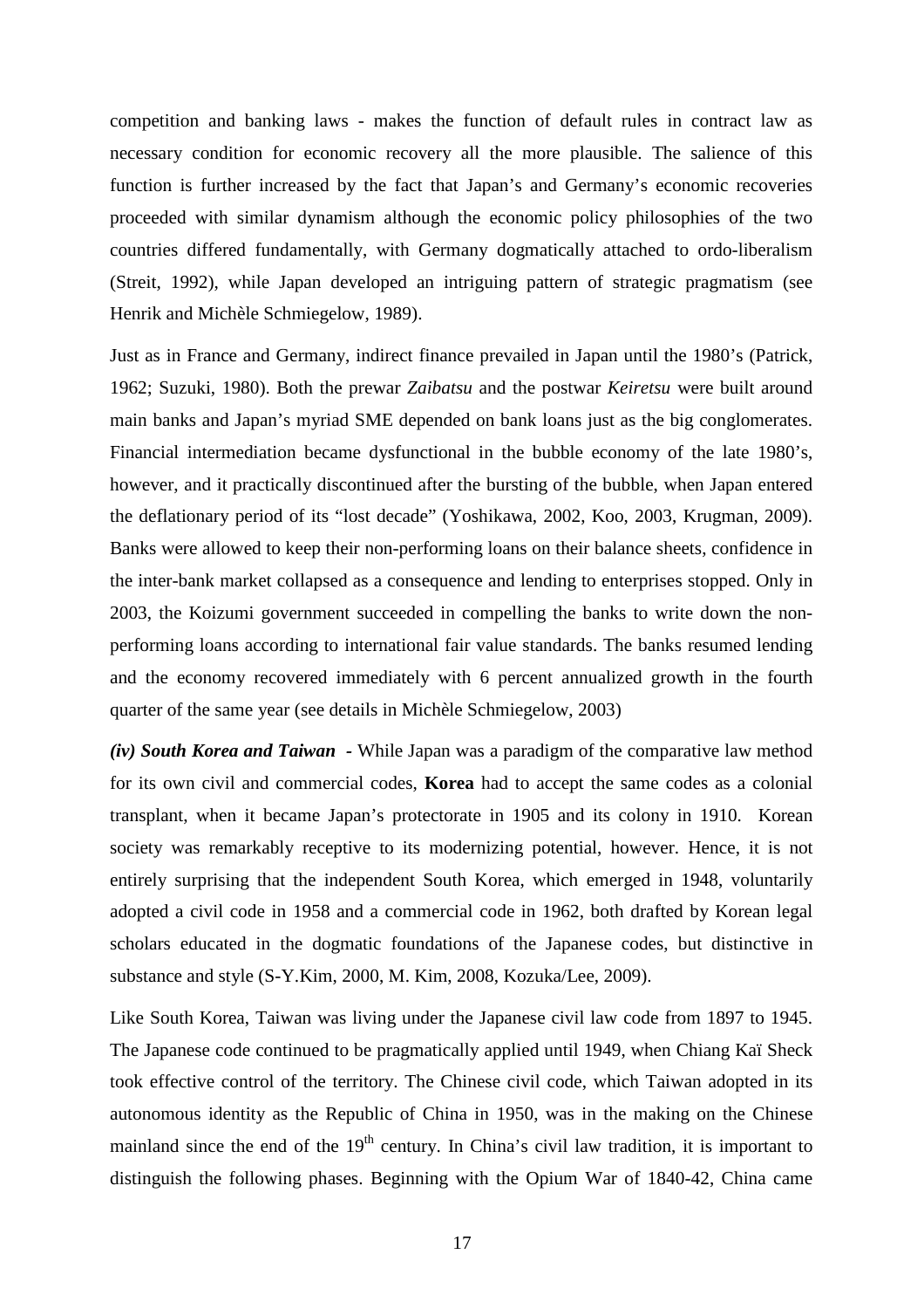competition and banking laws - makes the function of default rules in contract law as necessary condition for economic recovery all the more plausible. The salience of this function is further increased by the fact that Japan's and Germany's economic recoveries proceeded with similar dynamism although the economic policy philosophies of the two countries differed fundamentally, with Germany dogmatically attached to ordo-liberalism (Streit, 1992), while Japan developed an intriguing pattern of strategic pragmatism (see Henrik and Michèle Schmiegelow, 1989).

Just as in France and Germany, indirect finance prevailed in Japan until the 1980's (Patrick, 1962; Suzuki, 1980). Both the prewar *Zaibatsu* and the postwar *Keiretsu* were built around main banks and Japan's myriad SME depended on bank loans just as the big conglomerates. Financial intermediation became dysfunctional in the bubble economy of the late 1980's, however, and it practically discontinued after the bursting of the bubble, when Japan entered the deflationary period of its "lost decade" (Yoshikawa, 2002, Koo, 2003, Krugman, 2009). Banks were allowed to keep their non-performing loans on their balance sheets, confidence in the inter-bank market collapsed as a consequence and lending to enterprises stopped. Only in 2003, the Koizumi government succeeded in compelling the banks to write down the non-performing loans according to international fair value standards. The banks resumed lending and the economy recovered immediately with 6 percent annualized growth in the fourth quarter of the same year (see details in Michèle Schmiegelow, 2003)

***(iv) South Korea and Taiwan*** **-** While Japan was a paradigm of the comparative law method for its own civil and commercial codes, **Korea** had to accept the same codes as a colonial transplant, when it became Japan's protectorate in 1905 and its colony in 1910. Korean society was remarkably receptive to its modernizing potential, however. Hence, it is not entirely surprising that the independent South Korea, which emerged in 1948, voluntarily adopted a civil code in 1958 and a commercial code in 1962, both drafted by Korean legal scholars educated in the dogmatic foundations of the Japanese codes, but distinctive in substance and style (S-Y.Kim, 2000, M. Kim, 2008, Kozuka/Lee, 2009).

Like South Korea, Taiwan was living under the Japanese civil law code from 1897 to 1945. The Japanese code continued to be pragmatically applied until 1949, when Chiang Kaï Sheck took effective control of the territory. The Chinese civil code, which Taiwan adopted in its autonomous identity as the Republic of China in 1950, was in the making on the Chinese mainland since the end of the 19th century. In China's civil law tradition, it is important to distinguish the following phases. Beginning with the Opium War of 1840-42, China came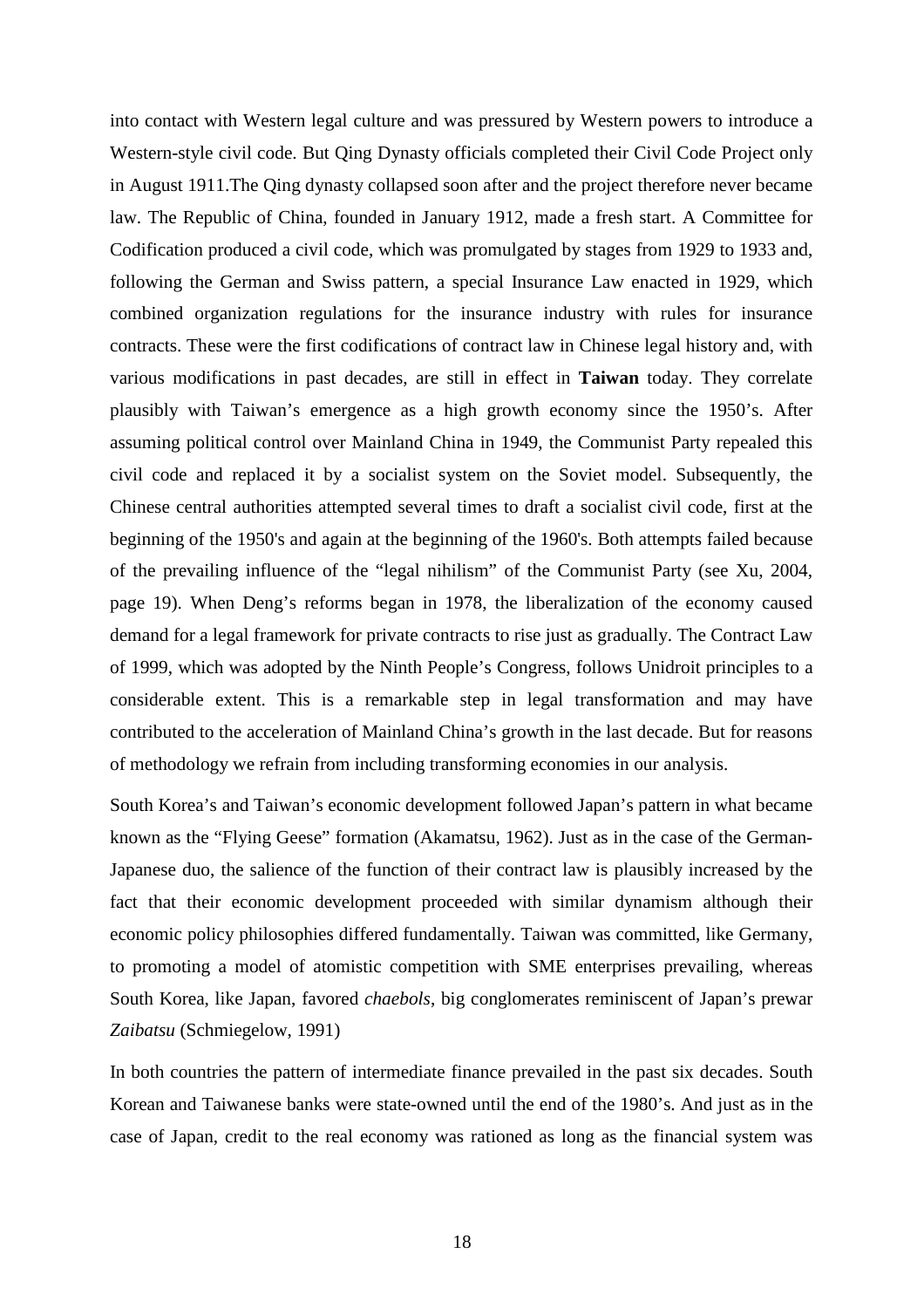into contact with Western legal culture and was pressured by Western powers to introduce a Western-style civil code. But Qing Dynasty officials completed their Civil Code Project only in August 1911.The Qing dynasty collapsed soon after and the project therefore never became law. The Republic of China, founded in January 1912, made a fresh start. A Committee for Codification produced a civil code, which was promulgated by stages from 1929 to 1933 and, following the German and Swiss pattern, a special Insurance Law enacted in 1929, which combined organization regulations for the insurance industry with rules for insurance contracts. These were the first codifications of contract law in Chinese legal history and, with various modifications in past decades, are still in effect in **Taiwan** today. They correlate plausibly with Taiwan's emergence as a high growth economy since the 1950's. After assuming political control over Mainland China in 1949, the Communist Party repealed this civil code and replaced it by a socialist system on the Soviet model. Subsequently, the Chinese central authorities attempted several times to draft a socialist civil code, first at the beginning of the 1950's and again at the beginning of the 1960's. Both attempts failed because of the prevailing influence of the "legal nihilism" of the Communist Party (see Xu, 2004, page 19). When Deng's reforms began in 1978, the liberalization of the economy caused demand for a legal framework for private contracts to rise just as gradually. The Contract Law of 1999, which was adopted by the Ninth People's Congress, follows Unidroit principles to a considerable extent. This is a remarkable step in legal transformation and may have contributed to the acceleration of Mainland China's growth in the last decade. But for reasons of methodology we refrain from including transforming economies in our analysis.

South Korea's and Taiwan's economic development followed Japan's pattern in what became known as the "Flying Geese" formation (Akamatsu, 1962). Just as in the case of the German-Japanese duo, the salience of the function of their contract law is plausibly increased by the fact that their economic development proceeded with similar dynamism although their economic policy philosophies differed fundamentally. Taiwan was committed, like Germany, to promoting a model of atomistic competition with SME enterprises prevailing, whereas South Korea, like Japan, favored *chaebols*, big conglomerates reminiscent of Japan's prewar *Zaibatsu* (Schmiegelow, 1991)

In both countries the pattern of intermediate finance prevailed in the past six decades. South Korean and Taiwanese banks were state-owned until the end of the 1980's. And just as in the case of Japan, credit to the real economy was rationed as long as the financial system was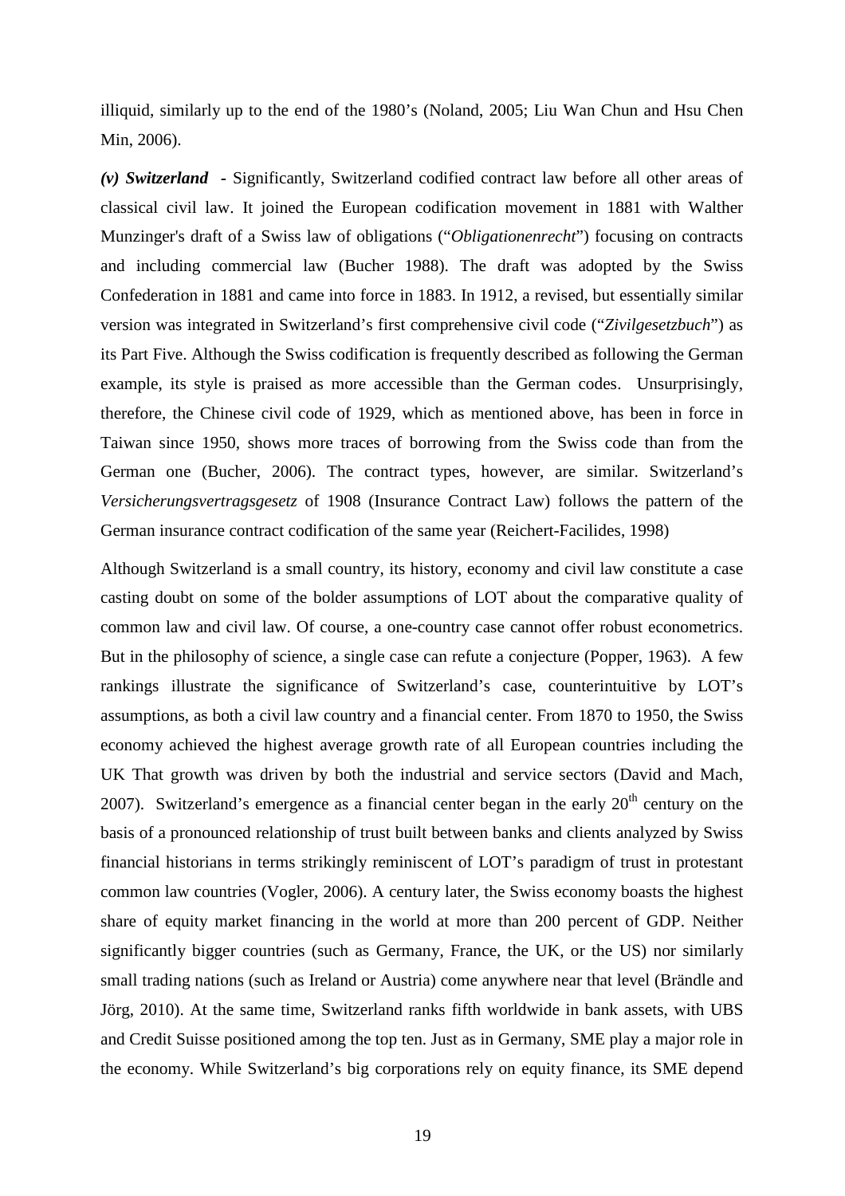illiquid, similarly up to the end of the 1980's (Noland, 2005; Liu Wan Chun and Hsu Chen Min, 2006).

***(v) Switzerland*** - Significantly, Switzerland codified contract law before all other areas of classical civil law. It joined the European codification movement in 1881 with Walther Munzinger's draft of a Swiss law of obligations ("*Obligationenrecht*") focusing on contracts and including commercial law (Bucher 1988). The draft was adopted by the Swiss Confederation in 1881 and came into force in 1883. In 1912, a revised, but essentially similar version was integrated in Switzerland's first comprehensive civil code ("*Zivilgesetzbuch*") as its Part Five. Although the Swiss codification is frequently described as following the German example, its style is praised as more accessible than the German codes. Unsurprisingly, therefore, the Chinese civil code of 1929, which as mentioned above, has been in force in Taiwan since 1950, shows more traces of borrowing from the Swiss code than from the German one (Bucher, 2006). The contract types, however, are similar. Switzerland's *Versicherungsvertragsgesetz* of 1908 (Insurance Contract Law) follows the pattern of the German insurance contract codification of the same year (Reichert-Facilides, 1998)

Although Switzerland is a small country, its history, economy and civil law constitute a case casting doubt on some of the bolder assumptions of LOT about the comparative quality of common law and civil law. Of course, a one-country case cannot offer robust econometrics. But in the philosophy of science, a single case can refute a conjecture (Popper, 1963). A few rankings illustrate the significance of Switzerland's case, counterintuitive by LOT's assumptions, as both a civil law country and a financial center. From 1870 to 1950, the Swiss economy achieved the highest average growth rate of all European countries including the UK That growth was driven by both the industrial and service sectors (David and Mach, 2007). Switzerland's emergence as a financial center began in the early 20th century on the basis of a pronounced relationship of trust built between banks and clients analyzed by Swiss financial historians in terms strikingly reminiscent of LOT's paradigm of trust in protestant common law countries (Vogler, 2006). A century later, the Swiss economy boasts the highest share of equity market financing in the world at more than 200 percent of GDP. Neither significantly bigger countries (such as Germany, France, the UK, or the US) nor similarly small trading nations (such as Ireland or Austria) come anywhere near that level (Brändle and Jörg, 2010). At the same time, Switzerland ranks fifth worldwide in bank assets, with UBS and Credit Suisse positioned among the top ten. Just as in Germany, SME play a major role in the economy. While Switzerland's big corporations rely on equity finance, its SME depend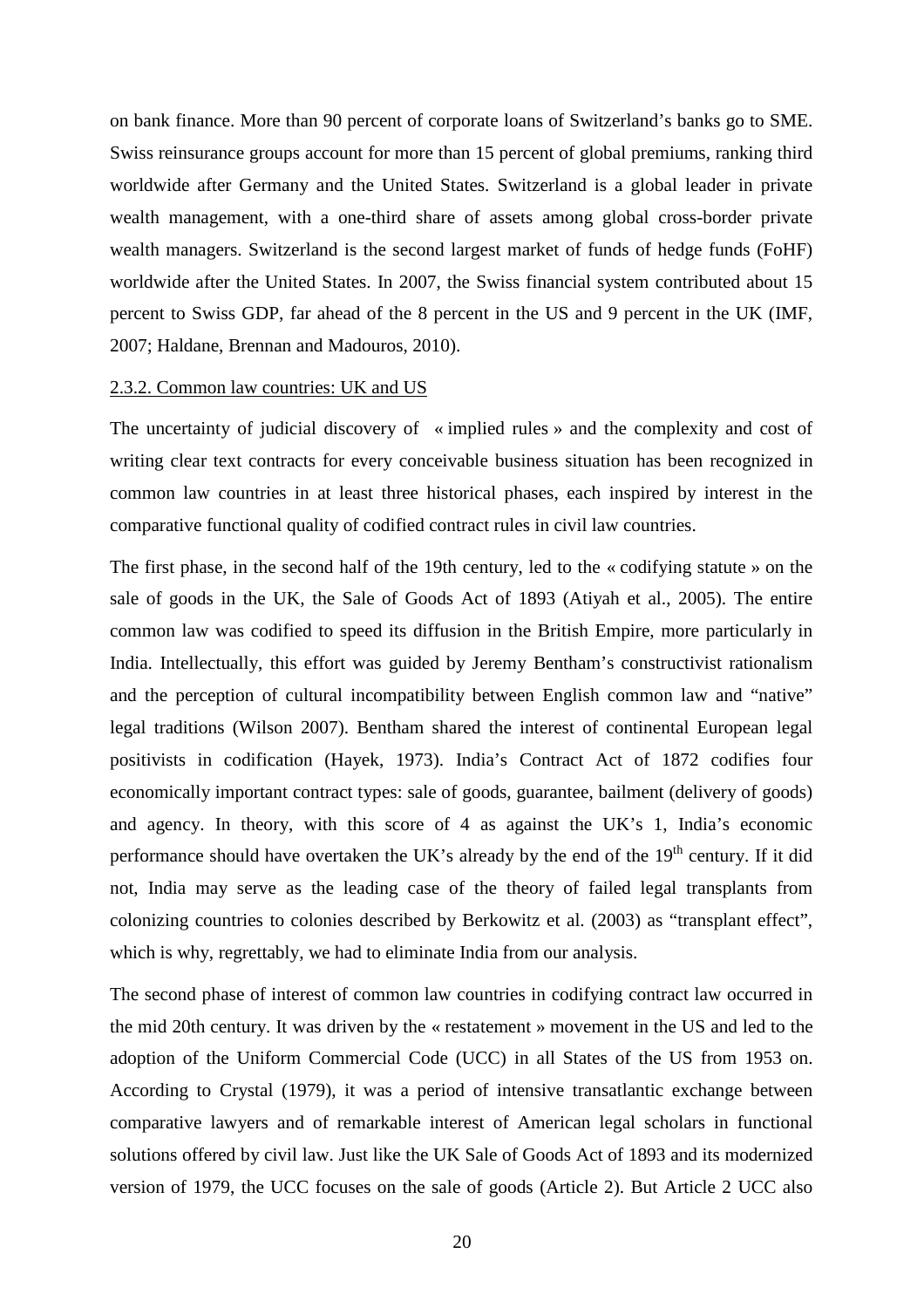on bank finance. More than 90 percent of corporate loans of Switzerland's banks go to SME. Swiss reinsurance groups account for more than 15 percent of global premiums, ranking third worldwide after Germany and the United States. Switzerland is a global leader in private wealth management, with a one-third share of assets among global cross-border private wealth managers. Switzerland is the second largest market of funds of hedge funds (FoHF) worldwide after the United States. In 2007, the Swiss financial system contributed about 15 percent to Swiss GDP, far ahead of the 8 percent in the US and 9 percent in the UK (IMF, 2007; Haldane, Brennan and Madouros, 2010).

### 2.3.2. Common law countries: UK and US

The uncertainty of judicial discovery of « implied rules » and the complexity and cost of writing clear text contracts for every conceivable business situation has been recognized in common law countries in at least three historical phases, each inspired by interest in the comparative functional quality of codified contract rules in civil law countries.

The first phase, in the second half of the 19th century, led to the « codifying statute » on the sale of goods in the UK, the Sale of Goods Act of 1893 (Atiyah et al., 2005). The entire common law was codified to speed its diffusion in the British Empire, more particularly in India. Intellectually, this effort was guided by Jeremy Bentham's constructivist rationalism and the perception of cultural incompatibility between English common law and "native" legal traditions (Wilson 2007). Bentham shared the interest of continental European legal positivists in codification (Hayek, 1973). India's Contract Act of 1872 codifies four economically important contract types: sale of goods, guarantee, bailment (delivery of goods) and agency. In theory, with this score of 4 as against the UK's 1, India's economic performance should have overtaken the UK's already by the end of the 19th century. If it did not, India may serve as the leading case of the theory of failed legal transplants from colonizing countries to colonies described by Berkowitz et al. (2003) as "transplant effect", which is why, regrettably, we had to eliminate India from our analysis.

The second phase of interest of common law countries in codifying contract law occurred in the mid 20th century. It was driven by the « restatement » movement in the US and led to the adoption of the Uniform Commercial Code (UCC) in all States of the US from 1953 on. According to Crystal (1979), it was a period of intensive transatlantic exchange between comparative lawyers and of remarkable interest of American legal scholars in functional solutions offered by civil law. Just like the UK Sale of Goods Act of 1893 and its modernized version of 1979, the UCC focuses on the sale of goods (Article 2). But Article 2 UCC also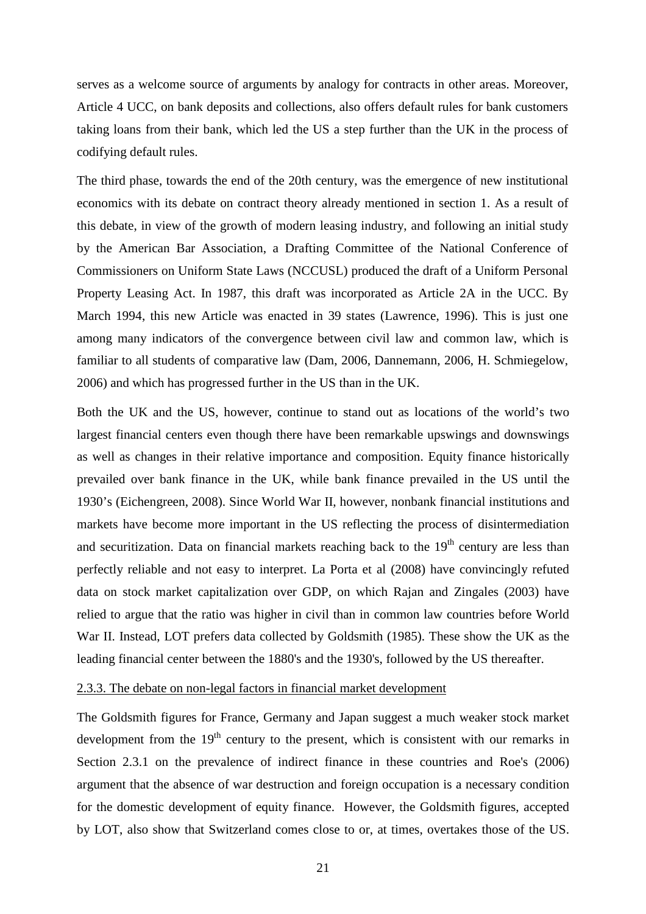serves as a welcome source of arguments by analogy for contracts in other areas. Moreover, Article 4 UCC, on bank deposits and collections, also offers default rules for bank customers taking loans from their bank, which led the US a step further than the UK in the process of codifying default rules.

The third phase, towards the end of the 20th century, was the emergence of new institutional economics with its debate on contract theory already mentioned in section 1. As a result of this debate, in view of the growth of modern leasing industry, and following an initial study by the American Bar Association, a Drafting Committee of the National Conference of Commissioners on Uniform State Laws (NCCUSL) produced the draft of a Uniform Personal Property Leasing Act. In 1987, this draft was incorporated as Article 2A in the UCC. By March 1994, this new Article was enacted in 39 states (Lawrence, 1996). This is just one among many indicators of the convergence between civil law and common law, which is familiar to all students of comparative law (Dam, 2006, Dannemann, 2006, H. Schmiegelow, 2006) and which has progressed further in the US than in the UK.

Both the UK and the US, however, continue to stand out as locations of the world's two largest financial centers even though there have been remarkable upswings and downswings as well as changes in their relative importance and composition. Equity finance historically prevailed over bank finance in the UK, while bank finance prevailed in the US until the 1930's (Eichengreen, 2008). Since World War II, however, nonbank financial institutions and markets have become more important in the US reflecting the process of disintermediation and securitization. Data on financial markets reaching back to the 19th century are less than perfectly reliable and not easy to interpret. La Porta et al (2008) have convincingly refuted data on stock market capitalization over GDP, on which Rajan and Zingales (2003) have relied to argue that the ratio was higher in civil than in common law countries before World War II. Instead, LOT prefers data collected by Goldsmith (1985). These show the UK as the leading financial center between the 1880's and the 1930's, followed by the US thereafter.

<u>2.3.3. The debate on non-legal factors in financial market development</u>

The Goldsmith figures for France, Germany and Japan suggest a much weaker stock market development from the 19th century to the present, which is consistent with our remarks in Section 2.3.1 on the prevalence of indirect finance in these countries and Roe's (2006) argument that the absence of war destruction and foreign occupation is a necessary condition for the domestic development of equity finance. However, the Goldsmith figures, accepted by LOT, also show that Switzerland comes close to or, at times, overtakes those of the US.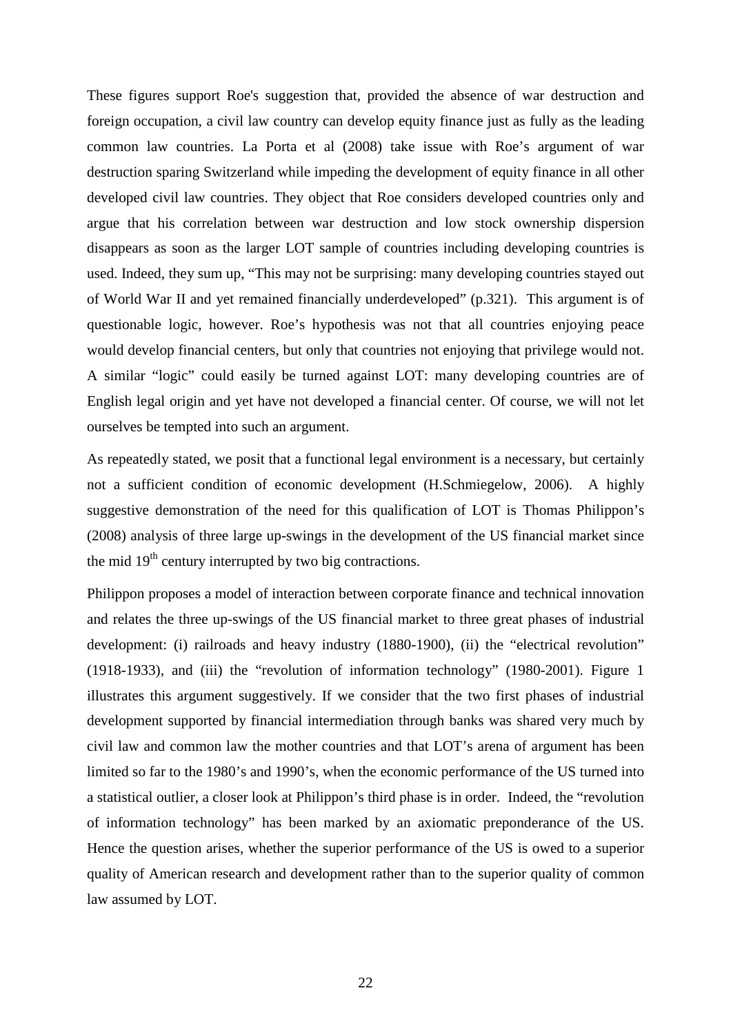These figures support Roe's suggestion that, provided the absence of war destruction and foreign occupation, a civil law country can develop equity finance just as fully as the leading common law countries. La Porta et al (2008) take issue with Roe's argument of war destruction sparing Switzerland while impeding the development of equity finance in all other developed civil law countries. They object that Roe considers developed countries only and argue that his correlation between war destruction and low stock ownership dispersion disappears as soon as the larger LOT sample of countries including developing countries is used. Indeed, they sum up, "This may not be surprising: many developing countries stayed out of World War II and yet remained financially underdeveloped" (p.321). This argument is of questionable logic, however. Roe's hypothesis was not that all countries enjoying peace would develop financial centers, but only that countries not enjoying that privilege would not. A similar "logic" could easily be turned against LOT: many developing countries are of English legal origin and yet have not developed a financial center. Of course, we will not let ourselves be tempted into such an argument.

As repeatedly stated, we posit that a functional legal environment is a necessary, but certainly not a sufficient condition of economic development (H.Schmiegelow, 2006). A highly suggestive demonstration of the need for this qualification of LOT is Thomas Philippon's (2008) analysis of three large up-swings in the development of the US financial market since the mid 19th century interrupted by two big contractions.

Philippon proposes a model of interaction between corporate finance and technical innovation and relates the three up-swings of the US financial market to three great phases of industrial development: (i) railroads and heavy industry (1880-1900), (ii) the "electrical revolution" (1918-1933), and (iii) the "revolution of information technology" (1980-2001). Figure 1 illustrates this argument suggestively. If we consider that the two first phases of industrial development supported by financial intermediation through banks was shared very much by civil law and common law the mother countries and that LOT's arena of argument has been limited so far to the 1980's and 1990's, when the economic performance of the US turned into a statistical outlier, a closer look at Philippon's third phase is in order. Indeed, the "revolution of information technology" has been marked by an axiomatic preponderance of the US. Hence the question arises, whether the superior performance of the US is owed to a superior quality of American research and development rather than to the superior quality of common law assumed by LOT.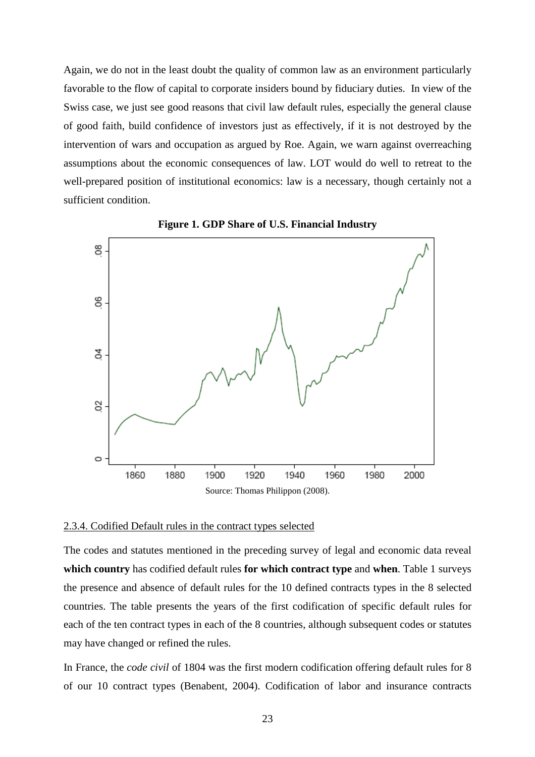Again, we do not in the least doubt the quality of common law as an environment particularly favorable to the flow of capital to corporate insiders bound by fiduciary duties. In view of the Swiss case, we just see good reasons that civil law default rules, especially the general clause of good faith, build confidence of investors just as effectively, if it is not destroyed by the intervention of wars and occupation as argued by Roe. Again, we warn against overreaching assumptions about the economic consequences of law. LOT would do well to retreat to the well-prepared position of institutional economics: law is a necessary, though certainly not a sufficient condition.

**Figure 1. GDP Share of U.S. Financial Industry**

Source: Thomas Philippon (2008).

2.3.4. Codified Default rules in the contract types selected

The codes and statutes mentioned in the preceding survey of legal and economic data reveal **which country** has codified default rules **for which contract type** and **when**. Table 1 surveys the presence and absence of default rules for the 10 defined contracts types in the 8 selected countries. The table presents the years of the first codification of specific default rules for each of the ten contract types in each of the 8 countries, although subsequent codes or statutes may have changed or refined the rules.

In France, the *code civil* of 1804 was the first modern codification offering default rules for 8 of our 10 contract types (Benabent, 2004). Codification of labor and insurance contracts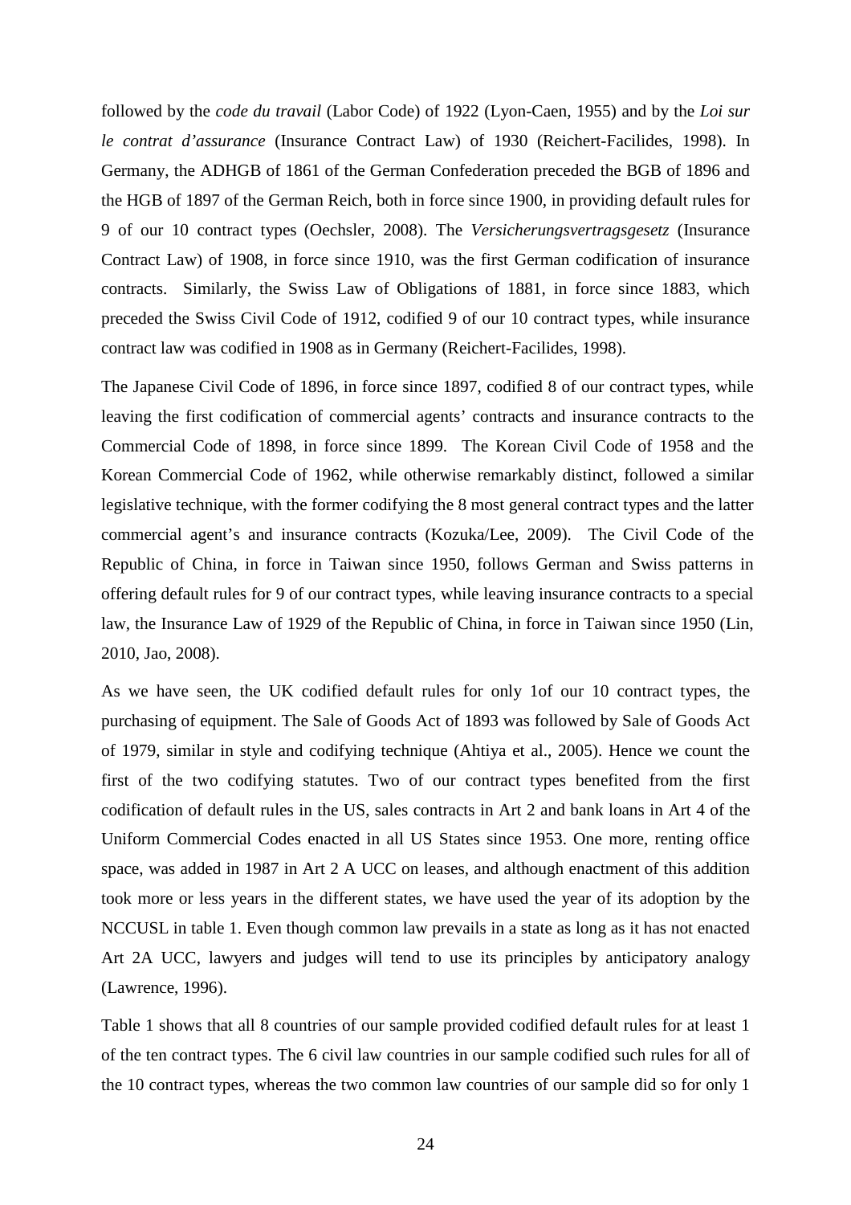followed by the *code du travail* (Labor Code) of 1922 (Lyon-Caen, 1955) and by the *Loi sur le contrat d'assurance* (Insurance Contract Law) of 1930 (Reichert-Facilides, 1998). In Germany, the ADHGB of 1861 of the German Confederation preceded the BGB of 1896 and the HGB of 1897 of the German Reich, both in force since 1900, in providing default rules for 9 of our 10 contract types (Oechsler, 2008). The *Versicherungsvertragsgesetz* (Insurance Contract Law) of 1908, in force since 1910, was the first German codification of insurance contracts. Similarly, the Swiss Law of Obligations of 1881, in force since 1883, which preceded the Swiss Civil Code of 1912, codified 9 of our 10 contract types, while insurance contract law was codified in 1908 as in Germany (Reichert-Facilides, 1998).

The Japanese Civil Code of 1896, in force since 1897, codified 8 of our contract types, while leaving the first codification of commercial agents' contracts and insurance contracts to the Commercial Code of 1898, in force since 1899. The Korean Civil Code of 1958 and the Korean Commercial Code of 1962, while otherwise remarkably distinct, followed a similar legislative technique, with the former codifying the 8 most general contract types and the latter commercial agent's and insurance contracts (Kozuka/Lee, 2009). The Civil Code of the Republic of China, in force in Taiwan since 1950, follows German and Swiss patterns in offering default rules for 9 of our contract types, while leaving insurance contracts to a special law, the Insurance Law of 1929 of the Republic of China, in force in Taiwan since 1950 (Lin, 2010, Jao, 2008).

As we have seen, the UK codified default rules for only 1of our 10 contract types, the purchasing of equipment. The Sale of Goods Act of 1893 was followed by Sale of Goods Act of 1979, similar in style and codifying technique (Ahtiya et al., 2005). Hence we count the first of the two codifying statutes. Two of our contract types benefited from the first codification of default rules in the US, sales contracts in Art 2 and bank loans in Art 4 of the Uniform Commercial Codes enacted in all US States since 1953. One more, renting office space, was added in 1987 in Art 2 A UCC on leases, and although enactment of this addition took more or less years in the different states, we have used the year of its adoption by the NCCUSL in table 1. Even though common law prevails in a state as long as it has not enacted Art 2A UCC, lawyers and judges will tend to use its principles by anticipatory analogy (Lawrence, 1996).

Table 1 shows that all 8 countries of our sample provided codified default rules for at least 1 of the ten contract types. The 6 civil law countries in our sample codified such rules for all of the 10 contract types, whereas the two common law countries of our sample did so for only 1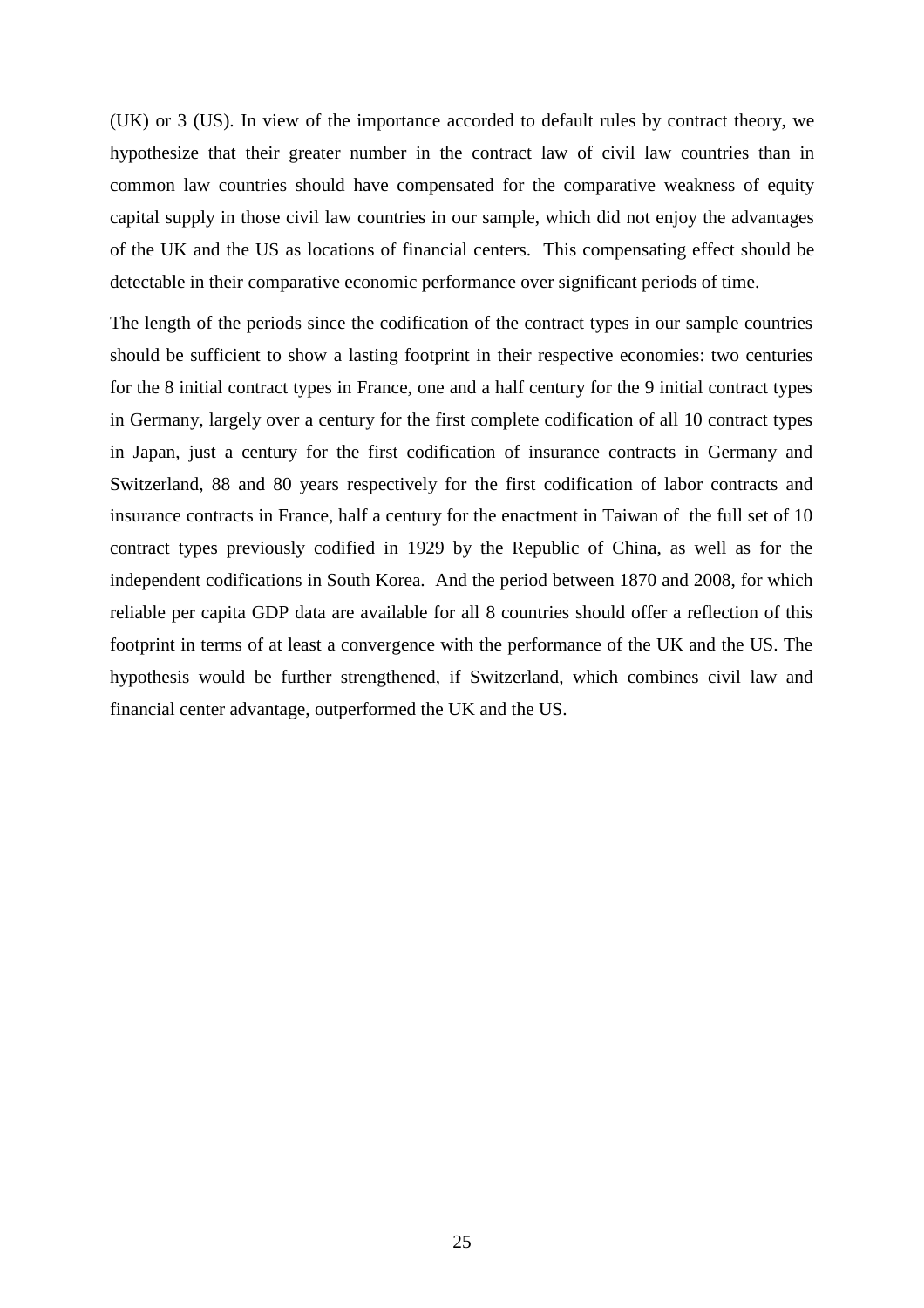(UK) or 3 (US). In view of the importance accorded to default rules by contract theory, we hypothesize that their greater number in the contract law of civil law countries than in common law countries should have compensated for the comparative weakness of equity capital supply in those civil law countries in our sample, which did not enjoy the advantages of the UK and the US as locations of financial centers. This compensating effect should be detectable in their comparative economic performance over significant periods of time.

The length of the periods since the codification of the contract types in our sample countries should be sufficient to show a lasting footprint in their respective economies: two centuries for the 8 initial contract types in France, one and a half century for the 9 initial contract types in Germany, largely over a century for the first complete codification of all 10 contract types in Japan, just a century for the first codification of insurance contracts in Germany and Switzerland, 88 and 80 years respectively for the first codification of labor contracts and insurance contracts in France, half a century for the enactment in Taiwan of the full set of 10 contract types previously codified in 1929 by the Republic of China, as well as for the independent codifications in South Korea. And the period between 1870 and 2008, for which reliable per capita GDP data are available for all 8 countries should offer a reflection of this footprint in terms of at least a convergence with the performance of the UK and the US. The hypothesis would be further strengthened, if Switzerland, which combines civil law and financial center advantage, outperformed the UK and the US.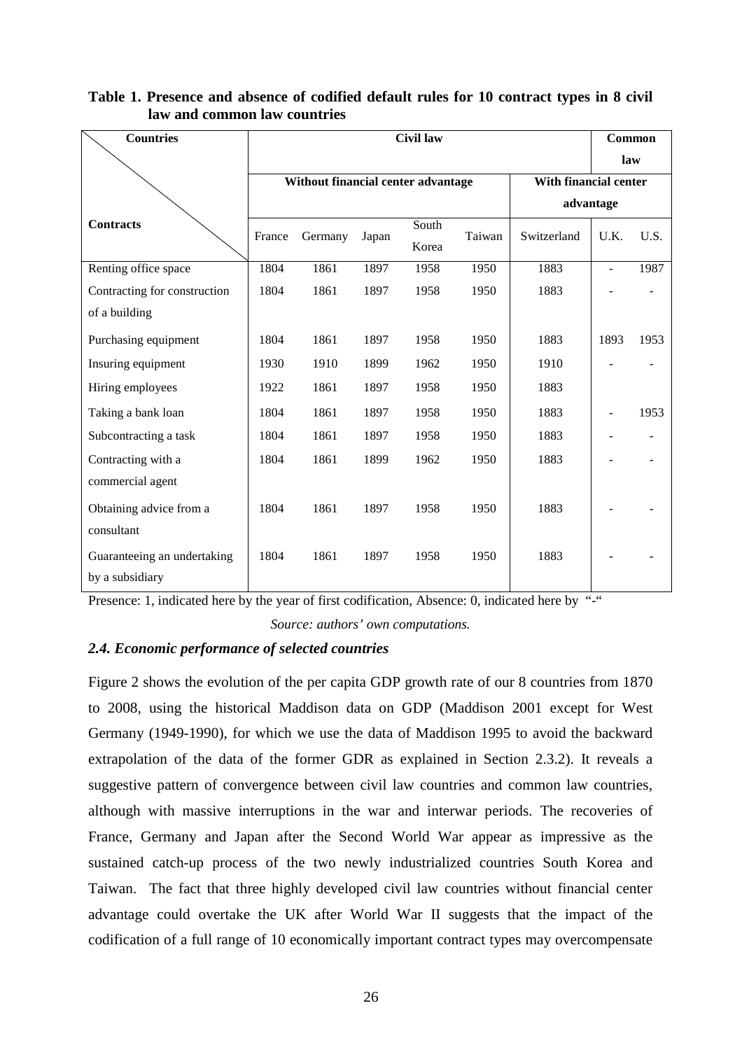**Table 1. Presence and absence of codified default rules for 10 contract types in 8 civil law and common law countries**

| Countries / Contracts | Civil law | | | | | | Common law | |
|---|---|---|---|---|---|---|---|---|
| | Without financial center advantage | | | | | With financial center advantage | | |
| | France | Germany | Japan | South Korea | Taiwan | Switzerland | U.K. | U.S. |
| Renting office space | 1804 | 1861 | 1897 | 1958 | 1950 | 1883 | - | 1987 |
| Contracting for construction of a building | 1804 | 1861 | 1897 | 1958 | 1950 | 1883 | - | - |
| Purchasing equipment | 1804 | 1861 | 1897 | 1958 | 1950 | 1883 | 1893 | 1953 |
| Insuring equipment | 1930 | 1910 | 1899 | 1962 | 1950 | 1910 | - | - |
| Hiring employees | 1922 | 1861 | 1897 | 1958 | 1950 | 1883 | | |
| Taking a bank loan | 1804 | 1861 | 1897 | 1958 | 1950 | 1883 | - | 1953 |
| Subcontracting a task | 1804 | 1861 | 1897 | 1958 | 1950 | 1883 | - | - |
| Contracting with a commercial agent | 1804 | 1861 | 1899 | 1962 | 1950 | 1883 | - | - |
| Obtaining advice from a consultant | 1804 | 1861 | 1897 | 1958 | 1950 | 1883 | - | - |
| Guaranteeing an undertaking by a subsidiary | 1804 | 1861 | 1897 | 1958 | 1950 | 1883 | - | - |

Presence: 1, indicated here by the year of first codification, Absence: 0, indicated here by "-"

*Source: authors' own computations.*

### *2.4. Economic performance of selected countries*

Figure 2 shows the evolution of the per capita GDP growth rate of our 8 countries from 1870 to 2008, using the historical Maddison data on GDP (Maddison 2001 except for West Germany (1949-1990), for which we use the data of Maddison 1995 to avoid the backward extrapolation of the data of the former GDR as explained in Section 2.3.2). It reveals a suggestive pattern of convergence between civil law countries and common law countries, although with massive interruptions in the war and interwar periods. The recoveries of France, Germany and Japan after the Second World War appear as impressive as the sustained catch-up process of the two newly industrialized countries South Korea and Taiwan. The fact that three highly developed civil law countries without financial center advantage could overtake the UK after World War II suggests that the impact of the codification of a full range of 10 economically important contract types may overcompensate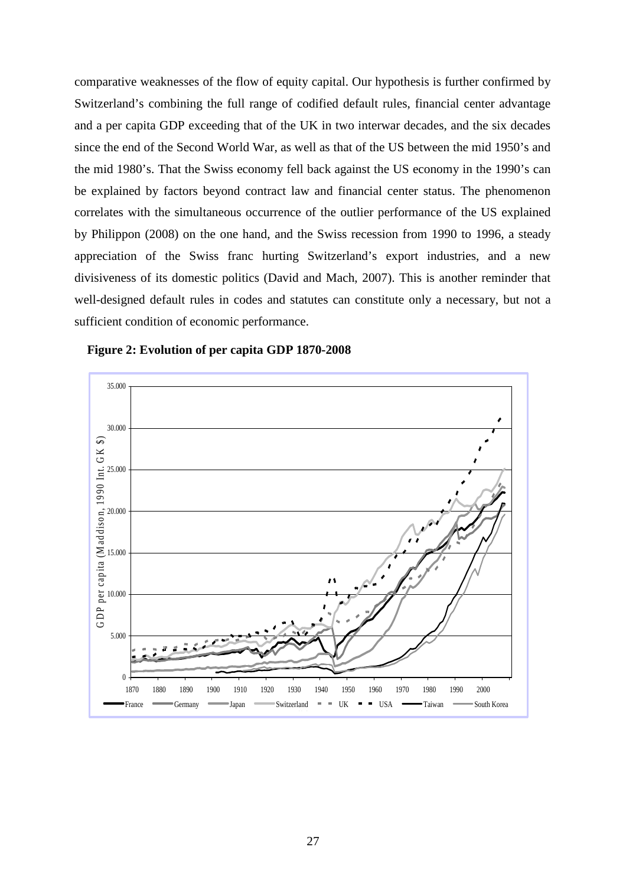comparative weaknesses of the flow of equity capital. Our hypothesis is further confirmed by Switzerland's combining the full range of codified default rules, financial center advantage and a per capita GDP exceeding that of the UK in two interwar decades, and the six decades since the end of the Second World War, as well as that of the US between the mid 1950's and the mid 1980's. That the Swiss economy fell back against the US economy in the 1990's can be explained by factors beyond contract law and financial center status. The phenomenon correlates with the simultaneous occurrence of the outlier performance of the US explained by Philippon (2008) on the one hand, and the Swiss recession from 1990 to 1996, a steady appreciation of the Swiss franc hurting Switzerland's export industries, and a new divisiveness of its domestic politics (David and Mach, 2007). This is another reminder that well-designed default rules in codes and statutes can constitute only a necessary, but not a sufficient condition of economic performance.

**Figure 2: Evolution of per capita GDP 1870-2008**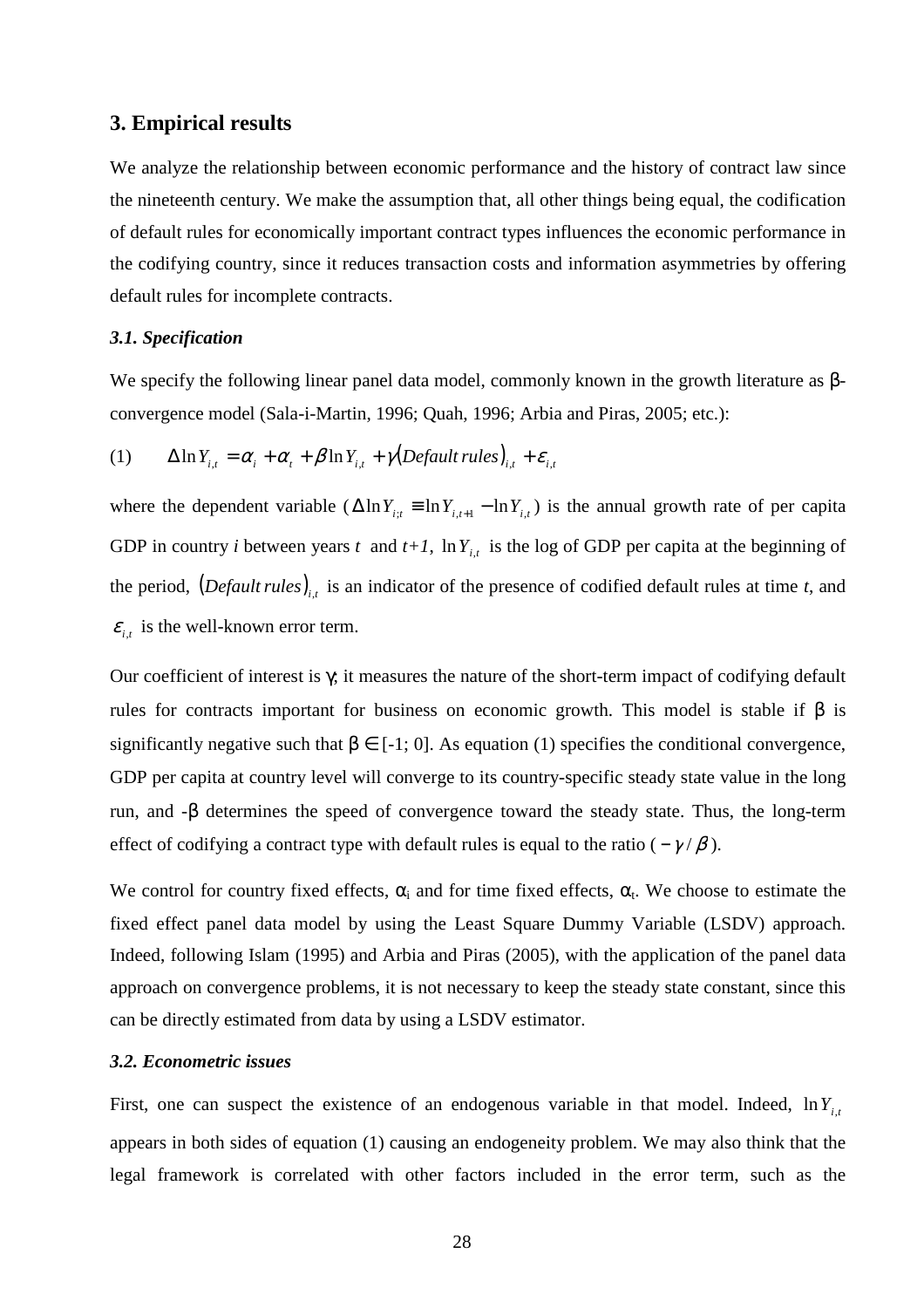## 3. Empirical results

We analyze the relationship between economic performance and the history of contract law since the nineteenth century. We make the assumption that, all other things being equal, the codification of default rules for economically important contract types influences the economic performance in the codifying country, since it reduces transaction costs and information asymmetries by offering default rules for incomplete contracts.

### *3.1. Specification*

We specify the following linear panel data model, commonly known in the growth literature as β-convergence model (Sala-i-Martin, 1996; Quah, 1996; Arbia and Piras, 2005; etc.):

$$(1) \qquad \Delta \ln Y_{i,t} = \alpha_i + \alpha_t + \beta \ln Y_{i,t} + \gamma (Default\,rules)_{i,t} + \varepsilon_{i,t}$$

where the dependent variable ($\Delta \ln Y_{i;t} \equiv \ln Y_{i,t+1} - \ln Y_{i,t}$) is the annual growth rate of per capita GDP in country *i* between years *t* and *t+1*, $\ln Y_{i,t}$ is the log of GDP per capita at the beginning of the period, $(Default\,rules)_{i,t}$ is an indicator of the presence of codified default rules at time *t*, and $\varepsilon_{i,t}$ is the well-known error term.

Our coefficient of interest is γ; it measures the nature of the short-term impact of codifying default rules for contracts important for business on economic growth. This model is stable if β is significantly negative such that β ∈ [-1; 0]. As equation (1) specifies the conditional convergence, GDP per capita at country level will converge to its country-specific steady state value in the long run, and -β determines the speed of convergence toward the steady state. Thus, the long-term effect of codifying a contract type with default rules is equal to the ratio ($-\gamma/\beta$).

We control for country fixed effects, $\alpha_i$ and for time fixed effects, $\alpha_t$. We choose to estimate the fixed effect panel data model by using the Least Square Dummy Variable (LSDV) approach. Indeed, following Islam (1995) and Arbia and Piras (2005), with the application of the panel data approach on convergence problems, it is not necessary to keep the steady state constant, since this can be directly estimated from data by using a LSDV estimator.

### *3.2. Econometric issues*

First, one can suspect the existence of an endogenous variable in that model. Indeed, $\ln Y_{i,t}$ appears in both sides of equation (1) causing an endogeneity problem. We may also think that the legal framework is correlated with other factors included in the error term, such as the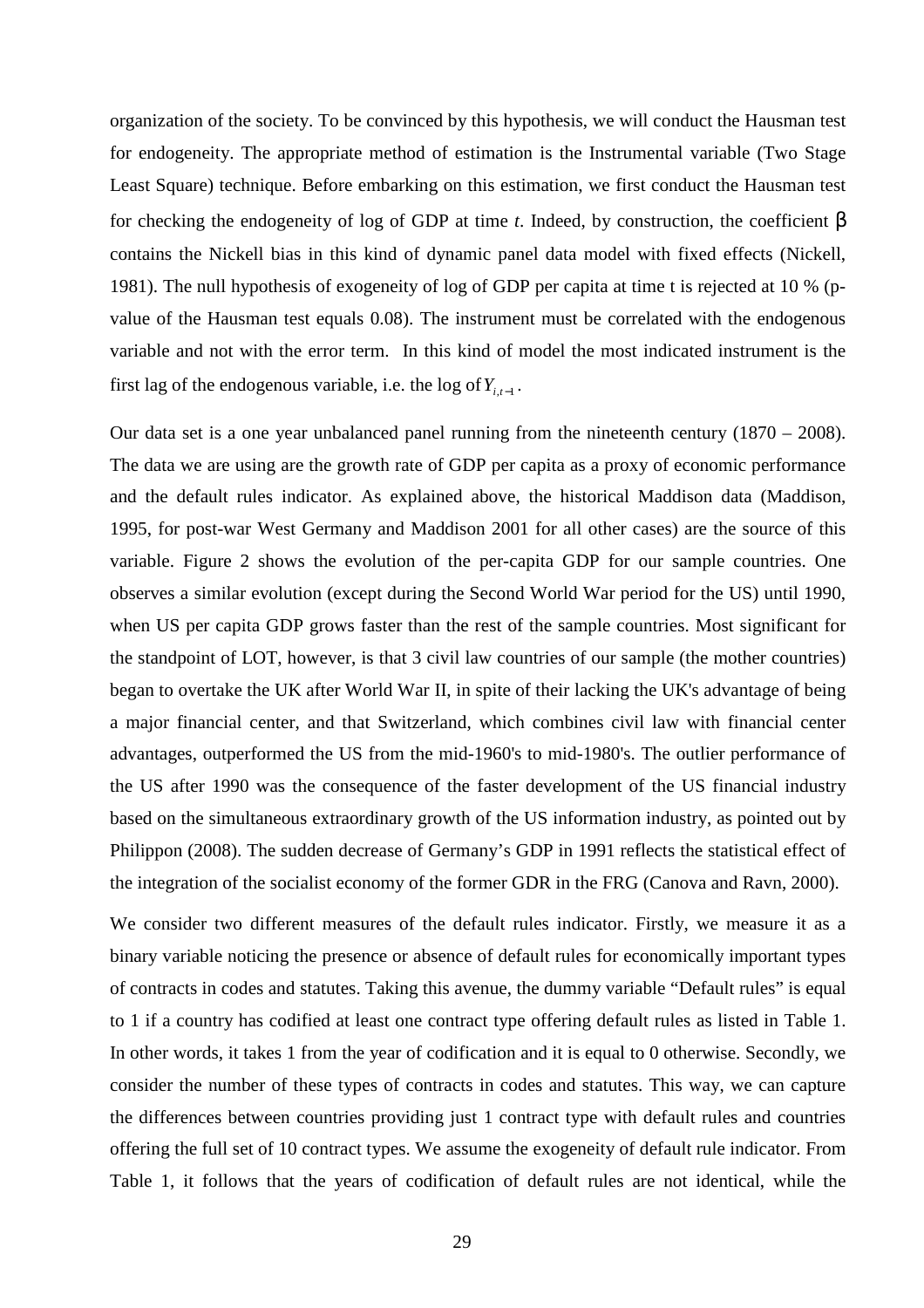organization of the society. To be convinced by this hypothesis, we will conduct the Hausman test for endogeneity. The appropriate method of estimation is the Instrumental variable (Two Stage Least Square) technique. Before embarking on this estimation, we first conduct the Hausman test for checking the endogeneity of log of GDP at time *t*. Indeed, by construction, the coefficient $\beta$ contains the Nickell bias in this kind of dynamic panel data model with fixed effects (Nickell, 1981). The null hypothesis of exogeneity of log of GDP per capita at time t is rejected at 10 % (p-value of the Hausman test equals 0.08). The instrument must be correlated with the endogenous variable and not with the error term. In this kind of model the most indicated instrument is the first lag of the endogenous variable, i.e. the log of $Y_{i,t-1}$.

Our data set is a one year unbalanced panel running from the nineteenth century (1870 – 2008). The data we are using are the growth rate of GDP per capita as a proxy of economic performance and the default rules indicator. As explained above, the historical Maddison data (Maddison, 1995, for post-war West Germany and Maddison 2001 for all other cases) are the source of this variable. Figure 2 shows the evolution of the per-capita GDP for our sample countries. One observes a similar evolution (except during the Second World War period for the US) until 1990, when US per capita GDP grows faster than the rest of the sample countries. Most significant for the standpoint of LOT, however, is that 3 civil law countries of our sample (the mother countries) began to overtake the UK after World War II, in spite of their lacking the UK's advantage of being a major financial center, and that Switzerland, which combines civil law with financial center advantages, outperformed the US from the mid-1960's to mid-1980's. The outlier performance of the US after 1990 was the consequence of the faster development of the US financial industry based on the simultaneous extraordinary growth of the US information industry, as pointed out by Philippon (2008). The sudden decrease of Germany's GDP in 1991 reflects the statistical effect of the integration of the socialist economy of the former GDR in the FRG (Canova and Ravn, 2000).

We consider two different measures of the default rules indicator. Firstly, we measure it as a binary variable noticing the presence or absence of default rules for economically important types of contracts in codes and statutes. Taking this avenue, the dummy variable "Default rules" is equal to 1 if a country has codified at least one contract type offering default rules as listed in Table 1. In other words, it takes 1 from the year of codification and it is equal to 0 otherwise. Secondly, we consider the number of these types of contracts in codes and statutes. This way, we can capture the differences between countries providing just 1 contract type with default rules and countries offering the full set of 10 contract types. We assume the exogeneity of default rule indicator. From Table 1, it follows that the years of codification of default rules are not identical, while the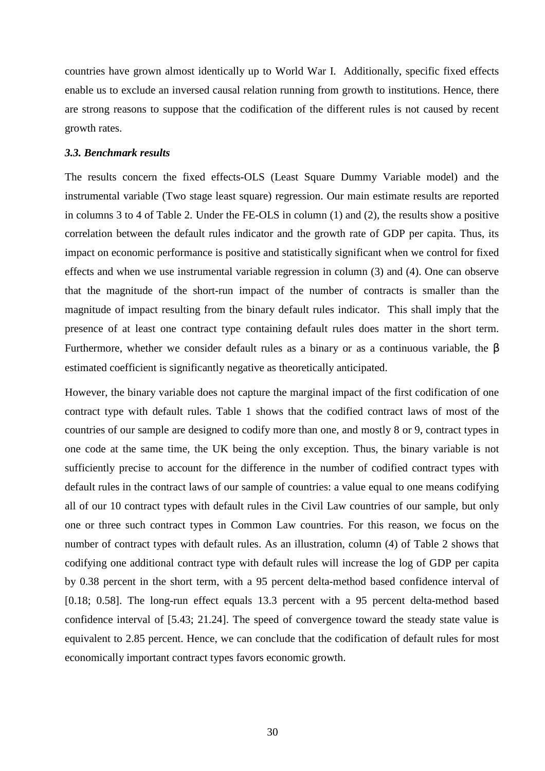countries have grown almost identically up to World War I. Additionally, specific fixed effects enable us to exclude an inversed causal relation running from growth to institutions. Hence, there are strong reasons to suppose that the codification of the different rules is not caused by recent growth rates.

### *3.3. Benchmark results*

The results concern the fixed effects-OLS (Least Square Dummy Variable model) and the instrumental variable (Two stage least square) regression. Our main estimate results are reported in columns 3 to 4 of Table 2. Under the FE-OLS in column (1) and (2), the results show a positive correlation between the default rules indicator and the growth rate of GDP per capita. Thus, its impact on economic performance is positive and statistically significant when we control for fixed effects and when we use instrumental variable regression in column (3) and (4). One can observe that the magnitude of the short-run impact of the number of contracts is smaller than the magnitude of impact resulting from the binary default rules indicator. This shall imply that the presence of at least one contract type containing default rules does matter in the short term. Furthermore, whether we consider default rules as a binary or as a continuous variable, the $\beta$ estimated coefficient is significantly negative as theoretically anticipated.

However, the binary variable does not capture the marginal impact of the first codification of one contract type with default rules. Table 1 shows that the codified contract laws of most of the countries of our sample are designed to codify more than one, and mostly 8 or 9, contract types in one code at the same time, the UK being the only exception. Thus, the binary variable is not sufficiently precise to account for the difference in the number of codified contract types with default rules in the contract laws of our sample of countries: a value equal to one means codifying all of our 10 contract types with default rules in the Civil Law countries of our sample, but only one or three such contract types in Common Law countries. For this reason, we focus on the number of contract types with default rules. As an illustration, column (4) of Table 2 shows that codifying one additional contract type with default rules will increase the log of GDP per capita by 0.38 percent in the short term, with a 95 percent delta-method based confidence interval of [0.18; 0.58]. The long-run effect equals 13.3 percent with a 95 percent delta-method based confidence interval of [5.43; 21.24]. The speed of convergence toward the steady state value is equivalent to 2.85 percent. Hence, we can conclude that the codification of default rules for most economically important contract types favors economic growth.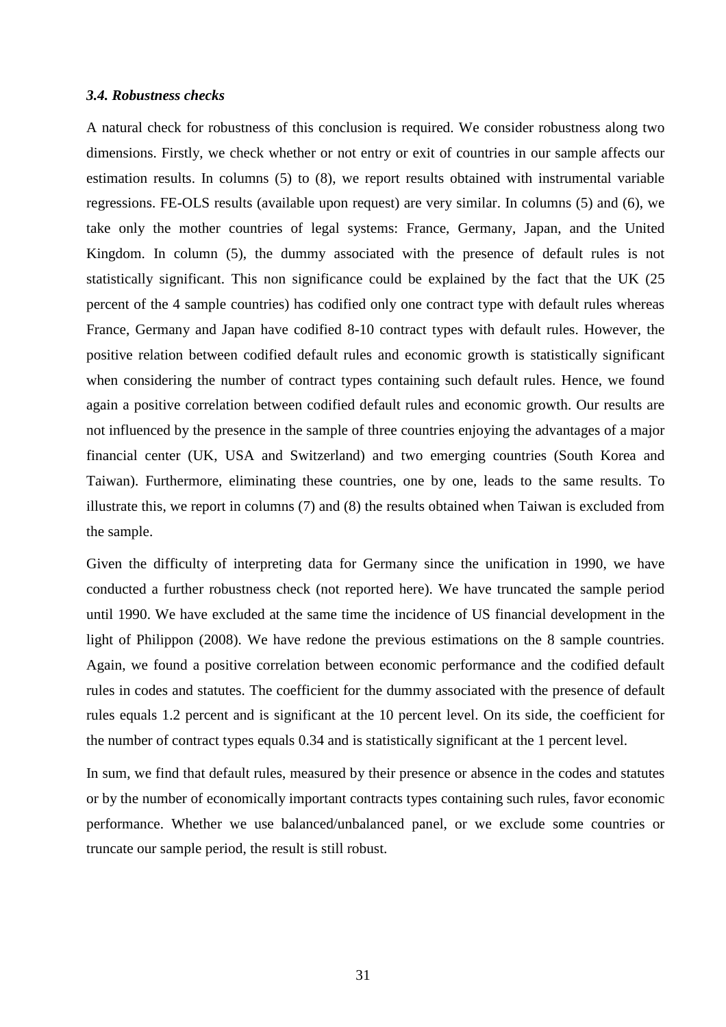### *3.4. Robustness checks*

A natural check for robustness of this conclusion is required. We consider robustness along two dimensions. Firstly, we check whether or not entry or exit of countries in our sample affects our estimation results. In columns (5) to (8), we report results obtained with instrumental variable regressions. FE-OLS results (available upon request) are very similar. In columns (5) and (6), we take only the mother countries of legal systems: France, Germany, Japan, and the United Kingdom. In column (5), the dummy associated with the presence of default rules is not statistically significant. This non significance could be explained by the fact that the UK (25 percent of the 4 sample countries) has codified only one contract type with default rules whereas France, Germany and Japan have codified 8-10 contract types with default rules. However, the positive relation between codified default rules and economic growth is statistically significant when considering the number of contract types containing such default rules. Hence, we found again a positive correlation between codified default rules and economic growth. Our results are not influenced by the presence in the sample of three countries enjoying the advantages of a major financial center (UK, USA and Switzerland) and two emerging countries (South Korea and Taiwan). Furthermore, eliminating these countries, one by one, leads to the same results. To illustrate this, we report in columns (7) and (8) the results obtained when Taiwan is excluded from the sample.

Given the difficulty of interpreting data for Germany since the unification in 1990, we have conducted a further robustness check (not reported here). We have truncated the sample period until 1990. We have excluded at the same time the incidence of US financial development in the light of Philippon (2008). We have redone the previous estimations on the 8 sample countries. Again, we found a positive correlation between economic performance and the codified default rules in codes and statutes. The coefficient for the dummy associated with the presence of default rules equals 1.2 percent and is significant at the 10 percent level. On its side, the coefficient for the number of contract types equals 0.34 and is statistically significant at the 1 percent level.

In sum, we find that default rules, measured by their presence or absence in the codes and statutes or by the number of economically important contracts types containing such rules, favor economic performance. Whether we use balanced/unbalanced panel, or we exclude some countries or truncate our sample period, the result is still robust.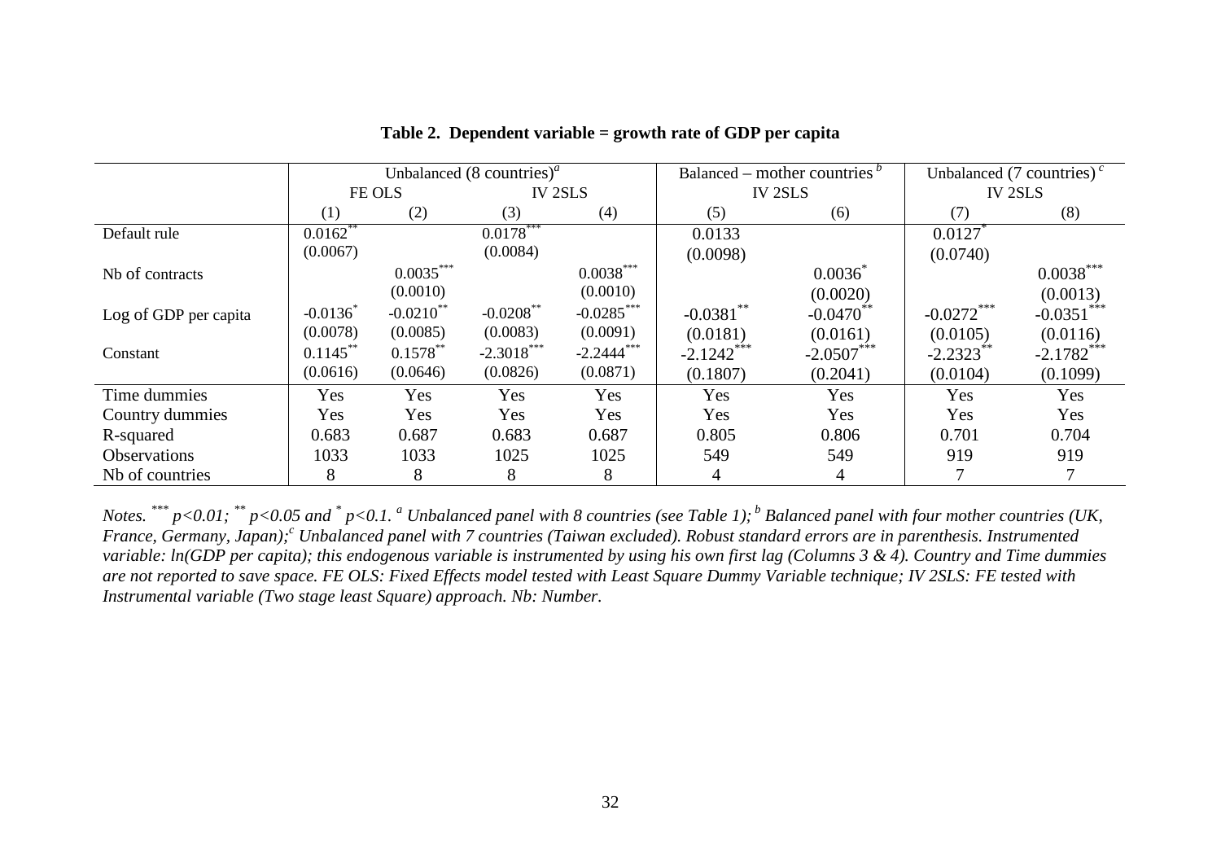**Table 2. Dependent variable = growth rate of GDP per capita**

| | Unbalanced (8 countries)[a] | | | | Balanced – mother countries [b] | | Unbalanced (7 countries) [c] | |
|---|---|---|---|---|---|---|---|---|
| | FE OLS | | IV 2SLS | | IV 2SLS | | IV 2SLS | |
| | (1) | (2) | (3) | (4) | (5) | (6) | (7) | (8) |
| Default rule | 0.0162** | | 0.0178*** | | 0.0133 | | 0.0127* | |
| | (0.0067) | | (0.0084) | | (0.0098) | | (0.0740) | |
| Nb of contracts | | 0.0035*** | | 0.0038*** | | 0.0036* | | 0.0038*** |
| | | (0.0010) | | (0.0010) | | (0.0020) | | (0.0013) |
| Log of GDP per capita | -0.0136* | -0.0210** | -0.0208** | -0.0285*** | -0.0381** | -0.0470** | -0.0272*** | -0.0351*** |
| | (0.0078) | (0.0085) | (0.0083) | (0.0091) | (0.0181) | (0.0161) | (0.0105) | (0.0116) |
| Constant | 0.1145** | 0.1578** | -2.3018*** | -2.2444*** | -2.1242*** | -2.0507*** | -2.2323** | -2.1782*** |
| | (0.0616) | (0.0646) | (0.0826) | (0.0871) | (0.1807) | (0.2041) | (0.0104) | (0.1099) |
| Time dummies | Yes | Yes | Yes | Yes | Yes | Yes | Yes | Yes |
| Country dummies | Yes | Yes | Yes | Yes | Yes | Yes | Yes | Yes |
| R-squared | 0.683 | 0.687 | 0.683 | 0.687 | 0.805 | 0.806 | 0.701 | 0.704 |
| Observations | 1033 | 1033 | 1025 | 1025 | 549 | 549 | 919 | 919 |
| Nb of countries | 8 | 8 | 8 | 8 | 4 | 4 | 7 | 7 |

*Notes. *** $p<0.01$; ** $p<0.05$ and * $p<0.1$. [a] Unbalanced panel with 8 countries (see Table 1); [b] Balanced panel with four mother countries (UK, France, Germany, Japan); [c] Unbalanced panel with 7 countries (Taiwan excluded). Robust standard errors are in parenthesis. Instrumented variable: ln(GDP per capita); this endogenous variable is instrumented by using his own first lag (Columns 3 & 4). Country and Time dummies are not reported to save space. FE OLS: Fixed Effects model tested with Least Square Dummy Variable technique; IV 2SLS: FE tested with Instrumental variable (Two stage least Square) approach. Nb: Number.*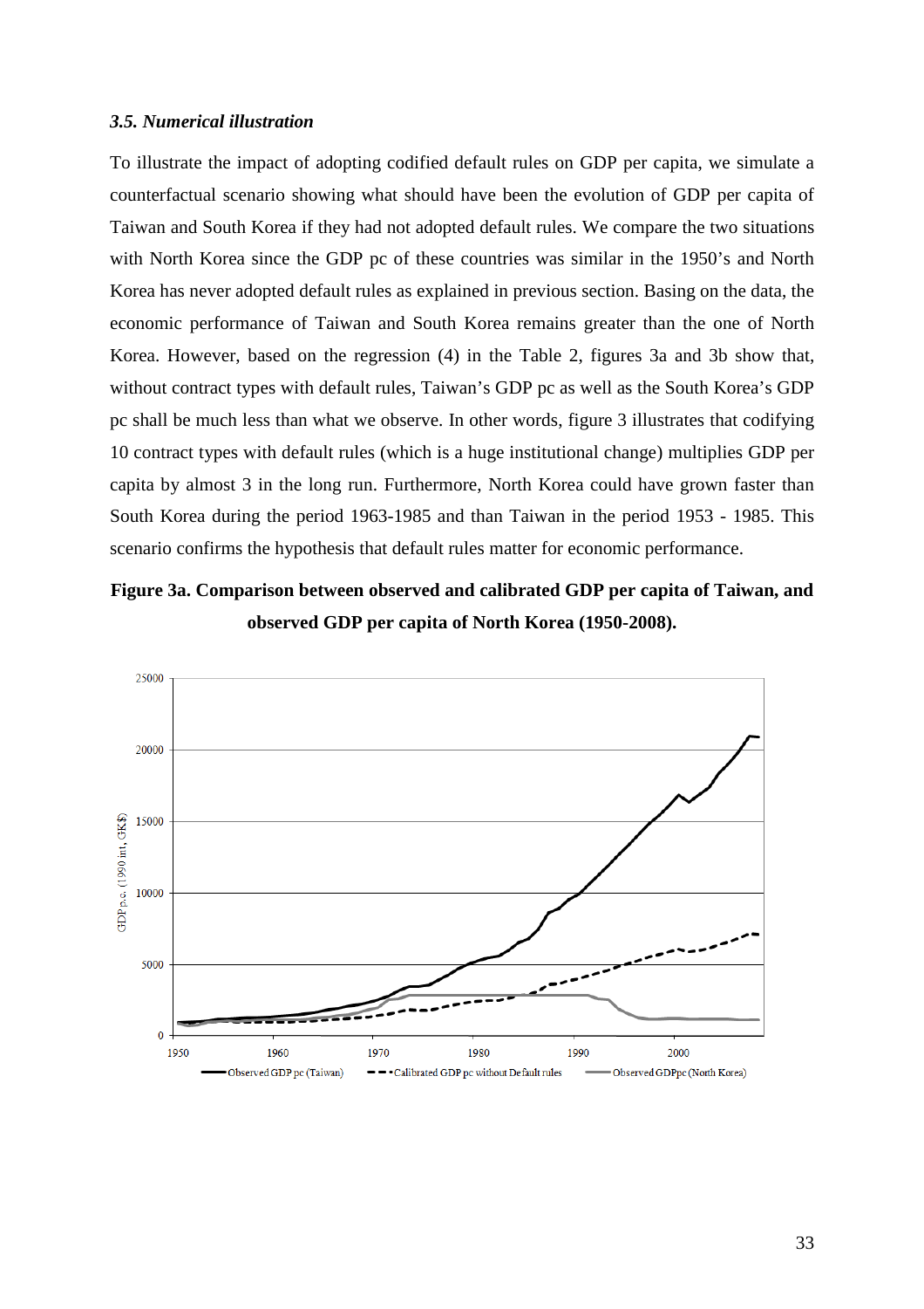### *3.5. Numerical illustration*

To illustrate the impact of adopting codified default rules on GDP per capita, we simulate a counterfactual scenario showing what should have been the evolution of GDP per capita of Taiwan and South Korea if they had not adopted default rules. We compare the two situations with North Korea since the GDP pc of these countries was similar in the 1950's and North Korea has never adopted default rules as explained in previous section. Basing on the data, the economic performance of Taiwan and South Korea remains greater than the one of North Korea. However, based on the regression (4) in the Table 2, figures 3a and 3b show that, without contract types with default rules, Taiwan's GDP pc as well as the South Korea's GDP pc shall be much less than what we observe. In other words, figure 3 illustrates that codifying 10 contract types with default rules (which is a huge institutional change) multiplies GDP per capita by almost 3 in the long run. Furthermore, North Korea could have grown faster than South Korea during the period 1963-1985 and than Taiwan in the period 1953 - 1985. This scenario confirms the hypothesis that default rules matter for economic performance.

**Figure 3a. Comparison between observed and calibrated GDP per capita of Taiwan, and observed GDP per capita of North Korea (1950-2008).**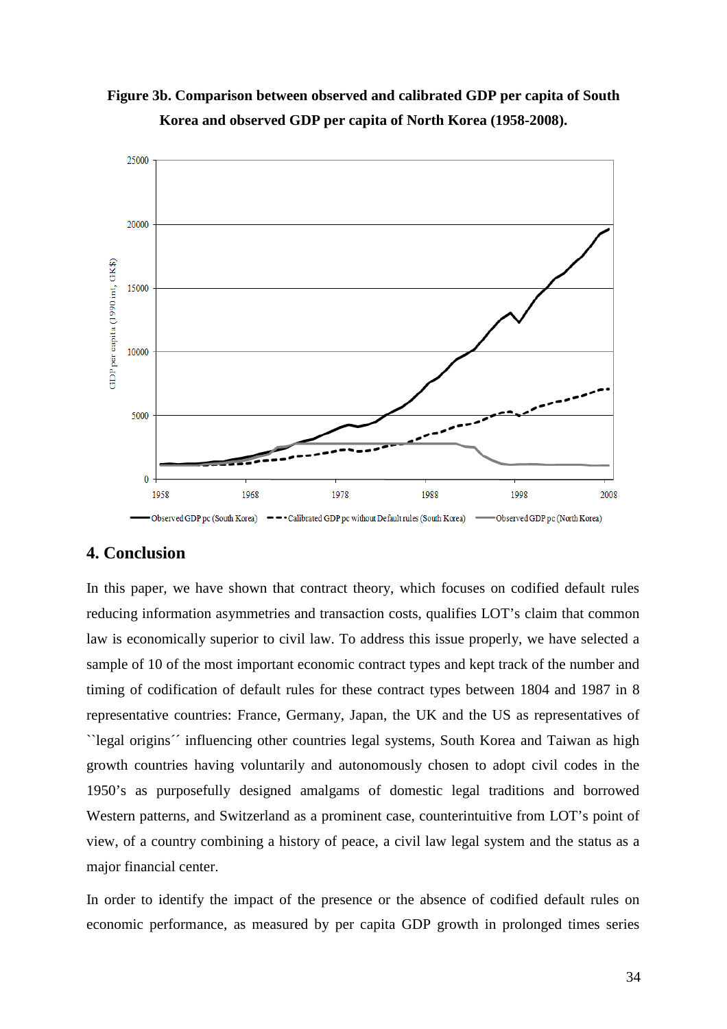**Figure 3b. Comparison between observed and calibrated GDP per capita of South Korea and observed GDP per capita of North Korea (1958-2008).**

## 4. Conclusion

In this paper, we have shown that contract theory, which focuses on codified default rules reducing information asymmetries and transaction costs, qualifies LOT's claim that common law is economically superior to civil law. To address this issue properly, we have selected a sample of 10 of the most important economic contract types and kept track of the number and timing of codification of default rules for these contract types between 1804 and 1987 in 8 representative countries: France, Germany, Japan, the UK and the US as representatives of ``legal origins´´ influencing other countries legal systems, South Korea and Taiwan as high growth countries having voluntarily and autonomously chosen to adopt civil codes in the 1950's as purposefully designed amalgams of domestic legal traditions and borrowed Western patterns, and Switzerland as a prominent case, counterintuitive from LOT's point of view, of a country combining a history of peace, a civil law legal system and the status as a major financial center.

In order to identify the impact of the presence or the absence of codified default rules on economic performance, as measured by per capita GDP growth in prolonged times series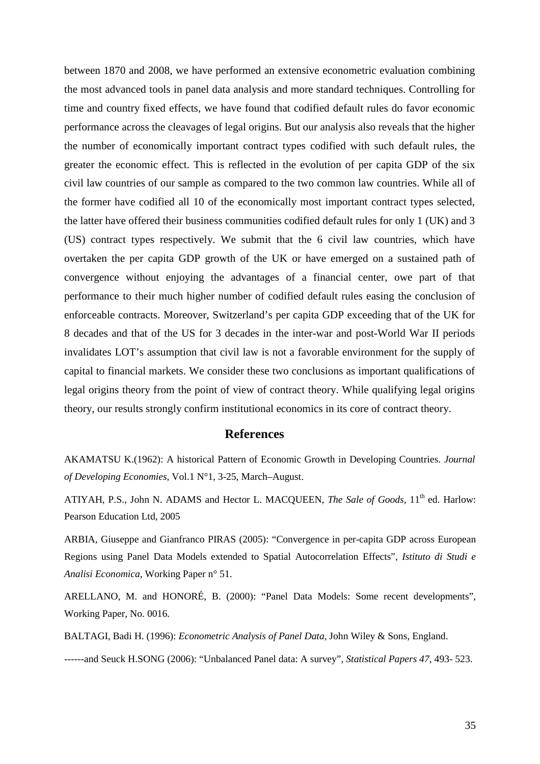between 1870 and 2008, we have performed an extensive econometric evaluation combining the most advanced tools in panel data analysis and more standard techniques. Controlling for time and country fixed effects, we have found that codified default rules do favor economic performance across the cleavages of legal origins. But our analysis also reveals that the higher the number of economically important contract types codified with such default rules, the greater the economic effect. This is reflected in the evolution of per capita GDP of the six civil law countries of our sample as compared to the two common law countries. While all of the former have codified all 10 of the economically most important contract types selected, the latter have offered their business communities codified default rules for only 1 (UK) and 3 (US) contract types respectively. We submit that the 6 civil law countries, which have overtaken the per capita GDP growth of the UK or have emerged on a sustained path of convergence without enjoying the advantages of a financial center, owe part of that performance to their much higher number of codified default rules easing the conclusion of enforceable contracts. Moreover, Switzerland's per capita GDP exceeding that of the UK for 8 decades and that of the US for 3 decades in the inter-war and post-World War II periods invalidates LOT's assumption that civil law is not a favorable environment for the supply of capital to financial markets. We consider these two conclusions as important qualifications of legal origins theory from the point of view of contract theory. While qualifying legal origins theory, our results strongly confirm institutional economics in its core of contract theory.

## References

AKAMATSU K.(1962): A historical Pattern of Economic Growth in Developing Countries. *Journal of Developing Economies*, Vol.1 N°1, 3-25, March–August.

ATIYAH, P.S., John N. ADAMS and Hector L. MACQUEEN, *The Sale of Goods*, 11th ed. Harlow: Pearson Education Ltd, 2005

ARBIA, Giuseppe and Gianfranco PIRAS (2005): "Convergence in per-capita GDP across European Regions using Panel Data Models extended to Spatial Autocorrelation Effects", *Istituto di Studi e Analisi Economica*, Working Paper n° 51.

ARELLANO, M. and HONORÉ, B. (2000): "Panel Data Models: Some recent developments", Working Paper, No. 0016.

BALTAGI, Badi H. (1996): *Econometric Analysis of Panel Data*, John Wiley & Sons, England.

------and Seuck H.SONG (2006): "Unbalanced Panel data: A survey", *Statistical Papers 47*, 493- 523.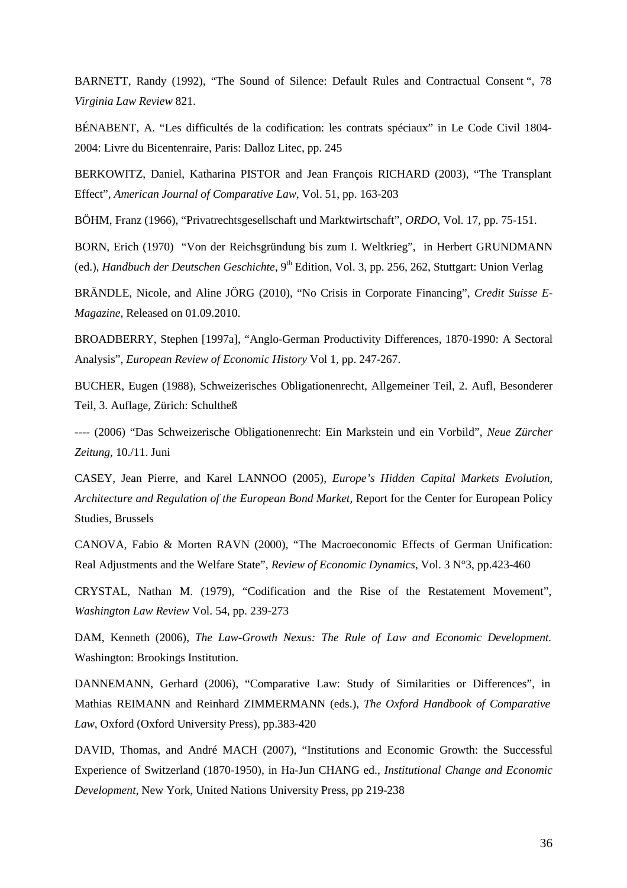BARNETT, Randy (1992), "The Sound of Silence: Default Rules and Contractual Consent ", 78 *Virginia Law Review* 821.

BÉNABENT, A. "Les difficultés de la codification: les contrats spéciaux" in Le Code Civil 1804-2004: Livre du Bicentenraire, Paris: Dalloz Litec, pp. 245

BERKOWITZ, Daniel, Katharina PISTOR and Jean François RICHARD (2003), "The Transplant Effect", *American Journal of Comparative Law*, Vol. 51, pp. 163-203

BÖHM, Franz (1966), "Privatrechtsgesellschaft und Marktwirtschaft", *ORDO*, Vol. 17, pp. 75-151.

BORN, Erich (1970) "Von der Reichsgründung bis zum I. Weltkrieg", in Herbert GRUNDMANN (ed.), *Handbuch der Deutschen Geschichte*, 9th Edition, Vol. 3, pp. 256, 262, Stuttgart: Union Verlag

BRÄNDLE, Nicole, and Aline JÖRG (2010), "No Crisis in Corporate Financing", *Credit Suisse E-Magazine*, Released on 01.09.2010.

BROADBERRY, Stephen [1997a], "Anglo-German Productivity Differences, 1870-1990: A Sectoral Analysis", *European Review of Economic History* Vol 1, pp. 247-267.

BUCHER, Eugen (1988), Schweizerisches Obligationenrecht, Allgemeiner Teil, 2. Aufl, Besonderer Teil, 3. Auflage, Zürich: Schultheß

---- (2006) "Das Schweizerische Obligationenrecht: Ein Markstein und ein Vorbild", *Neue Zürcher Zeitung*, 10./11. Juni

CASEY, Jean Pierre, and Karel LANNOO (2005), *Europe's Hidden Capital Markets Evolution, Architecture and Regulation of the European Bond Market*, Report for the Center for European Policy Studies, Brussels

CANOVA, Fabio & Morten RAVN (2000), "The Macroeconomic Effects of German Unification: Real Adjustments and the Welfare State", *Review of Economic Dynamics*, Vol. 3 N°3, pp.423-460

CRYSTAL, Nathan M. (1979), "Codification and the Rise of the Restatement Movement", *Washington Law Review* Vol. 54, pp. 239-273

DAM, Kenneth (2006), *The Law-Growth Nexus: The Rule of Law and Economic Development.* Washington: Brookings Institution.

DANNEMANN, Gerhard (2006), "Comparative Law: Study of Similarities or Differences", in Mathias REIMANN and Reinhard ZIMMERMANN (eds.), *The Oxford Handbook of Comparative Law*, Oxford (Oxford University Press), pp.383-420

DAVID, Thomas, and André MACH (2007), "Institutions and Economic Growth: the Successful Experience of Switzerland (1870-1950), in Ha-Jun CHANG ed., *Institutional Change and Economic Development*, New York, United Nations University Press, pp 219-238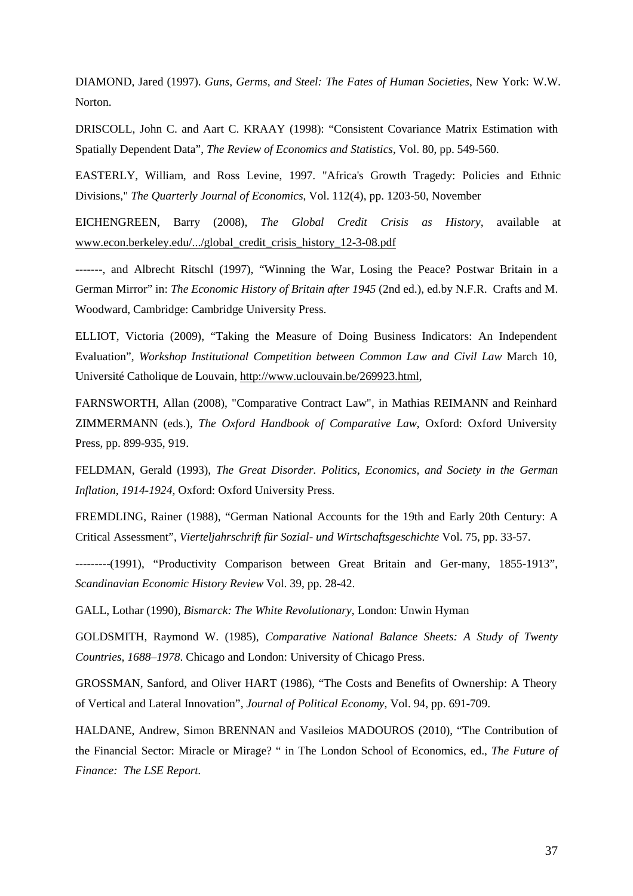DIAMOND, Jared (1997). *Guns, Germs, and Steel: The Fates of Human Societies*, New York: W.W. Norton.

DRISCOLL, John C. and Aart C. KRAAY (1998): "Consistent Covariance Matrix Estimation with Spatially Dependent Data", *The Review of Economics and Statistics*, Vol. 80, pp. 549-560.

EASTERLY, William, and Ross Levine, 1997. "Africa's Growth Tragedy: Policies and Ethnic Divisions," *The Quarterly Journal of Economics*, Vol. 112(4), pp. 1203-50, November

EICHENGREEN, Barry (2008), *The Global Credit Crisis as History*, available at www.econ.berkeley.edu/.../global_credit_crisis_history_12-3-08.pdf

-------, and Albrecht Ritschl (1997), "Winning the War, Losing the Peace? Postwar Britain in a German Mirror" in: *The Economic History of Britain after 1945* (2nd ed.), ed.by N.F.R. Crafts and M. Woodward, Cambridge: Cambridge University Press.

ELLIOT, Victoria (2009), "Taking the Measure of Doing Business Indicators: An Independent Evaluation", *Workshop Institutional Competition between Common Law and Civil Law* March 10, Université Catholique de Louvain, http://www.uclouvain.be/269923.html,

FARNSWORTH, Allan (2008), "Comparative Contract Law", in Mathias REIMANN and Reinhard ZIMMERMANN (eds.), *The Oxford Handbook of Comparative Law*, Oxford: Oxford University Press, pp. 899-935, 919.

FELDMAN, Gerald (1993), *The Great Disorder. Politics, Economics, and Society in the German Inflation, 1914-1924*, Oxford: Oxford University Press.

FREMDLING, Rainer (1988), "German National Accounts for the 19th and Early 20th Century: A Critical Assessment", *Vierteljahrschrift für Sozial- und Wirtschaftsgeschichte* Vol. 75, pp. 33-57.

---------(1991), "Productivity Comparison between Great Britain and Ger-many, 1855-1913", *Scandinavian Economic History Review* Vol. 39, pp. 28-42.

GALL, Lothar (1990), *Bismarck: The White Revolutionary*, London: Unwin Hyman

GOLDSMITH, Raymond W. (1985), *Comparative National Balance Sheets: A Study of Twenty Countries, 1688–1978*. Chicago and London: University of Chicago Press.

GROSSMAN, Sanford, and Oliver HART (1986), "The Costs and Benefits of Ownership: A Theory of Vertical and Lateral Innovation", *Journal of Political Economy*, Vol. 94, pp. 691-709.

HALDANE, Andrew, Simon BRENNAN and Vasileios MADOUROS (2010), "The Contribution of the Financial Sector: Miracle or Mirage? " in The London School of Economics, ed., *The Future of Finance: The LSE Report.*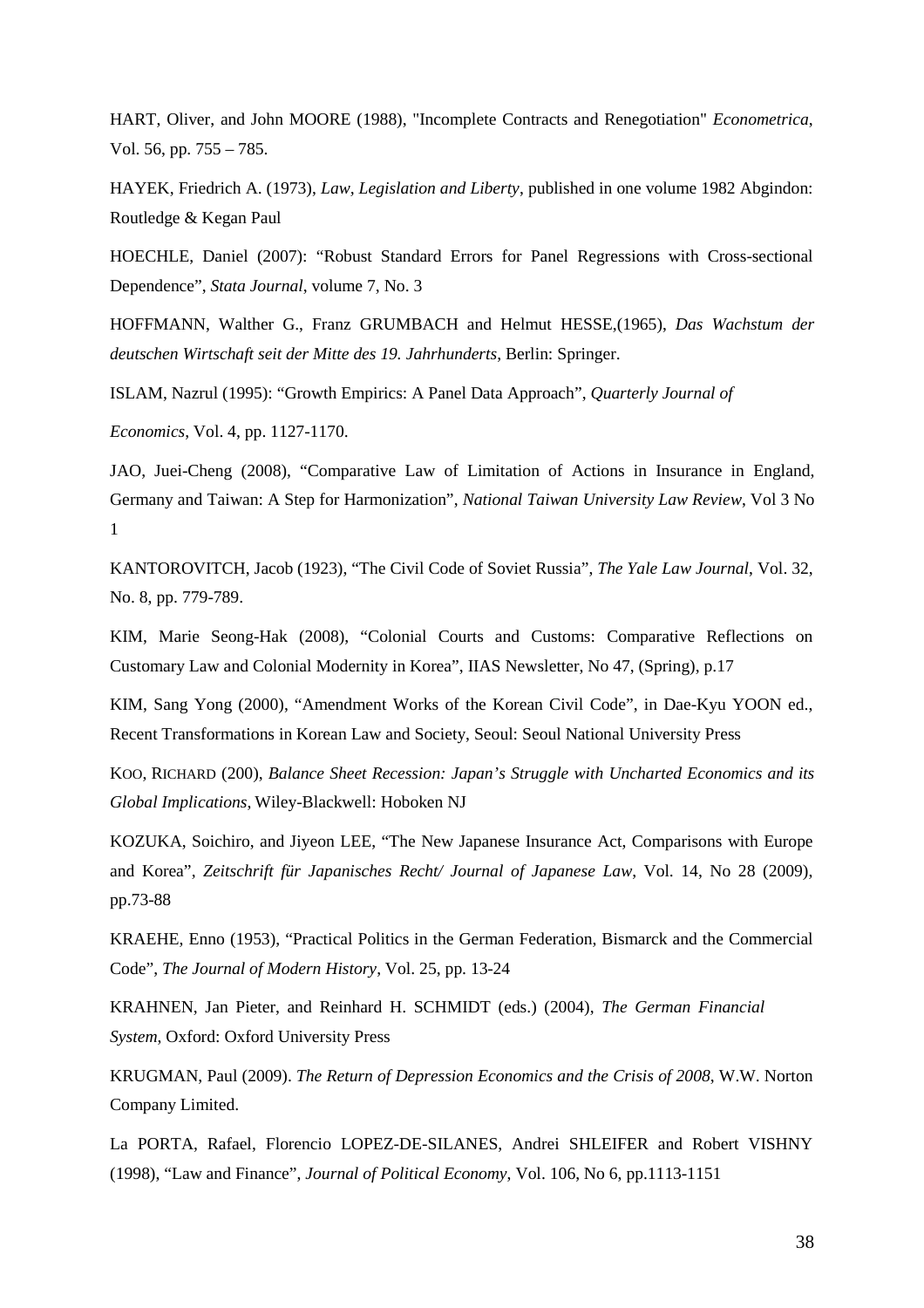HART, Oliver, and John MOORE (1988), "Incomplete Contracts and Renegotiation" *Econometrica*, Vol. 56, pp. 755 – 785.

HAYEK, Friedrich A. (1973), *Law, Legislation and Liberty*, published in one volume 1982 Abgindon: Routledge & Kegan Paul

HOECHLE, Daniel (2007): "Robust Standard Errors for Panel Regressions with Cross-sectional Dependence", *Stata Journal*, volume 7, No. 3

HOFFMANN, Walther G., Franz GRUMBACH and Helmut HESSE,(1965), *Das Wachstum der deutschen Wirtschaft seit der Mitte des 19. Jahrhunderts*, Berlin: Springer.

ISLAM, Nazrul (1995): "Growth Empirics: A Panel Data Approach", *Quarterly Journal of Economics*, Vol. 4, pp. 1127-1170.

JAO, Juei-Cheng (2008), "Comparative Law of Limitation of Actions in Insurance in England, Germany and Taiwan: A Step for Harmonization", *National Taiwan University Law Review*, Vol 3 No 1

KANTOROVITCH, Jacob (1923), "The Civil Code of Soviet Russia", *The Yale Law Journal*, Vol. 32, No. 8, pp. 779-789.

KIM, Marie Seong-Hak (2008), "Colonial Courts and Customs: Comparative Reflections on Customary Law and Colonial Modernity in Korea", IIAS Newsletter, No 47, (Spring), p.17

KIM, Sang Yong (2000), "Amendment Works of the Korean Civil Code", in Dae-Kyu YOON ed., Recent Transformations in Korean Law and Society, Seoul: Seoul National University Press

KOO, RICHARD (200), *Balance Sheet Recession: Japan's Struggle with Uncharted Economics and its Global Implications*, Wiley-Blackwell: Hoboken NJ

KOZUKA, Soichiro, and Jiyeon LEE, "The New Japanese Insurance Act, Comparisons with Europe and Korea", *Zeitschrift für Japanisches Recht/ Journal of Japanese Law*, Vol. 14, No 28 (2009), pp.73-88

KRAEHE, Enno (1953), "Practical Politics in the German Federation, Bismarck and the Commercial Code", *The Journal of Modern History*, Vol. 25, pp. 13-24

KRAHNEN, Jan Pieter, and Reinhard H. SCHMIDT (eds.) (2004), *The German Financial System*, Oxford: Oxford University Press

KRUGMAN, Paul (2009). *The Return of Depression Economics and the Crisis of 2008*, W.W. Norton Company Limited.

La PORTA, Rafael, Florencio LOPEZ-DE-SILANES, Andrei SHLEIFER and Robert VISHNY (1998), "Law and Finance", *Journal of Political Economy*, Vol. 106, No 6, pp.1113-1151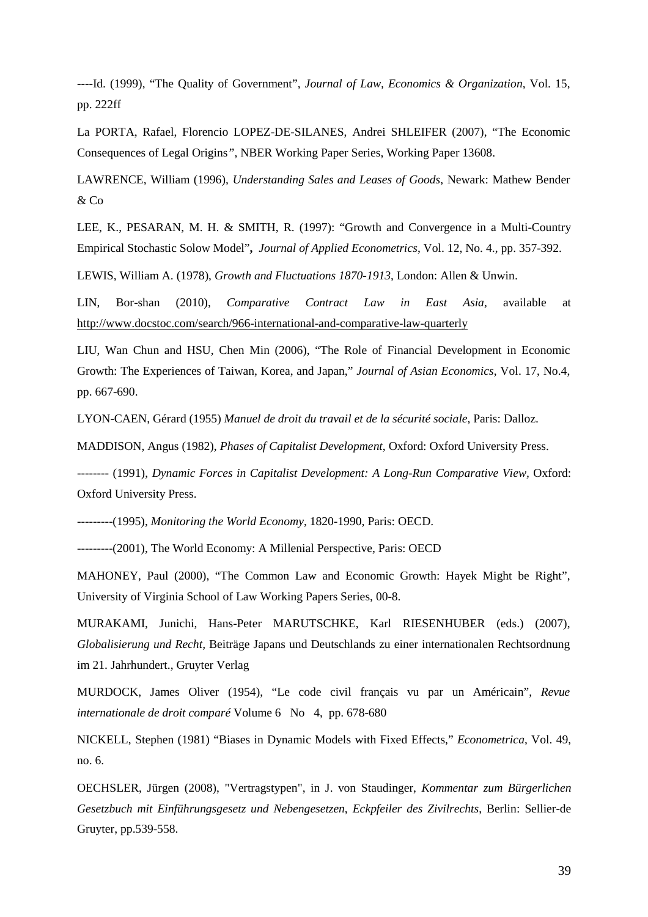----Id. (1999), "The Quality of Government", *Journal of Law, Economics & Organization*, Vol. 15, pp. 222ff

La PORTA, Rafael, Florencio LOPEZ-DE-SILANES, Andrei SHLEIFER (2007), "The Economic Consequences of Legal Origins", NBER Working Paper Series, Working Paper 13608.

LAWRENCE, William (1996), *Understanding Sales and Leases of Goods*, Newark: Mathew Bender & Co

LEE, K., PESARAN, M. H. & SMITH, R. (1997): "Growth and Convergence in a Multi-Country Empirical Stochastic Solow Model", *Journal of Applied Econometrics*, Vol. 12, No. 4., pp. 357-392.

LEWIS, William A. (1978), *Growth and Fluctuations 1870-1913*, London: Allen & Unwin.

LIN, Bor-shan (2010), *Comparative Contract Law in East Asia*, available at http://www.docstoc.com/search/966-international-and-comparative-law-quarterly

LIU, Wan Chun and HSU, Chen Min (2006), "The Role of Financial Development in Economic Growth: The Experiences of Taiwan, Korea, and Japan," *Journal of Asian Economics*, Vol. 17, No.4, pp. 667-690.

LYON-CAEN, Gérard (1955) *Manuel de droit du travail et de la sécurité sociale*, Paris: Dalloz.

MADDISON, Angus (1982), *Phases of Capitalist Development*, Oxford: Oxford University Press.

-------- (1991), *Dynamic Forces in Capitalist Development: A Long-Run Comparative View*, Oxford: Oxford University Press.

---------(1995), *Monitoring the World Economy*, 1820-1990, Paris: OECD.

---------(2001), The World Economy: A Millenial Perspective, Paris: OECD

MAHONEY, Paul (2000), "The Common Law and Economic Growth: Hayek Might be Right", University of Virginia School of Law Working Papers Series, 00-8.

MURAKAMI, Junichi, Hans-Peter MARUTSCHKE, Karl RIESENHUBER (eds.) (2007), *Globalisierung und Recht*, Beiträge Japans und Deutschlands zu einer internationalen Rechtsordnung im 21. Jahrhundert., Gruyter Verlag

MURDOCK, James Oliver (1954), "Le code civil français vu par un Américain", *Revue internationale de droit comparé* Volume 6 No 4, pp. 678-680

NICKELL, Stephen (1981) "Biases in Dynamic Models with Fixed Effects," *Econometrica*, Vol. 49, no. 6.

OECHSLER, Jürgen (2008), "Vertragstypen", in J. von Staudinger, *Kommentar zum Bürgerlichen Gesetzbuch mit Einführungsgesetz und Nebengesetzen*, *Eckpfeiler des Zivilrechts*, Berlin: Sellier-de Gruyter, pp.539-558.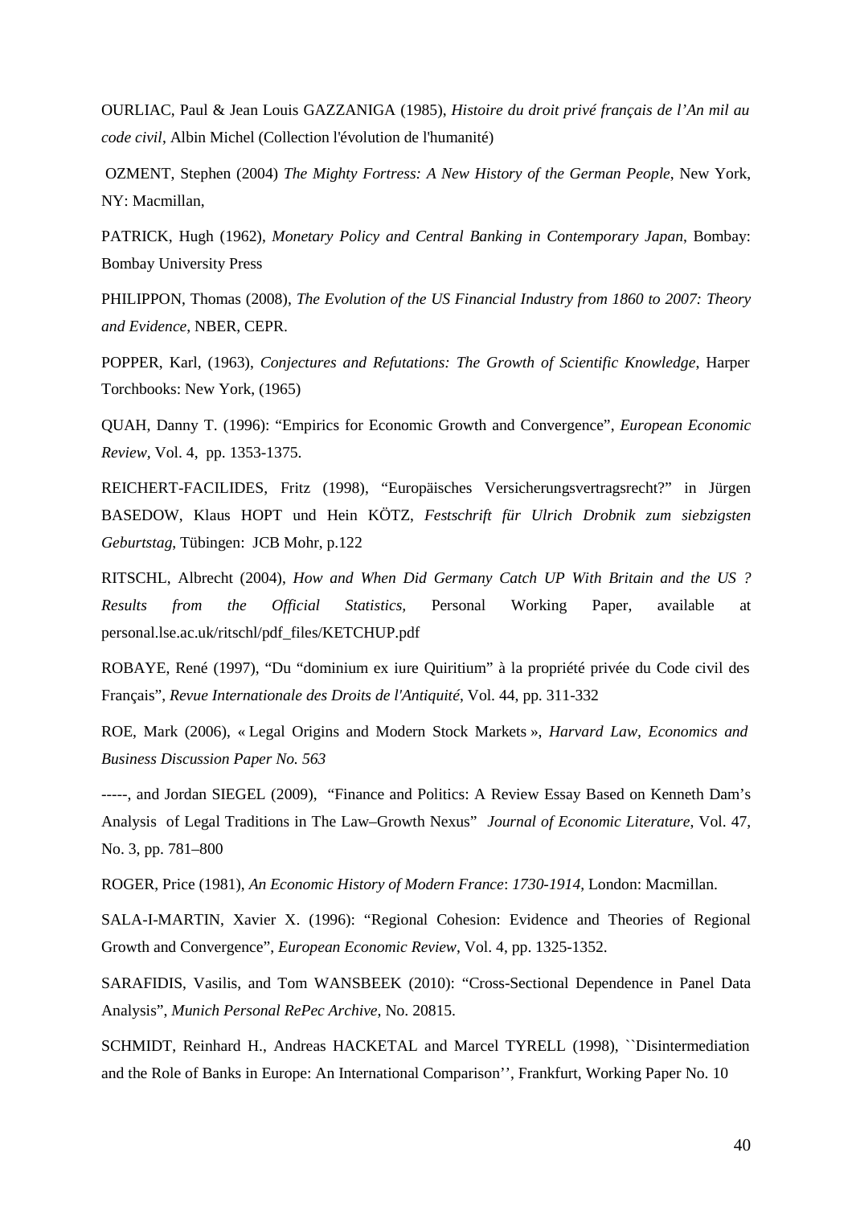OURLIAC, Paul & Jean Louis GAZZANIGA (1985), *Histoire du droit privé français de l'An mil au code civil*, Albin Michel (Collection l'évolution de l'humanité)

OZMENT, Stephen (2004) *The Mighty Fortress: A New History of the German People*, New York, NY: Macmillan,

PATRICK, Hugh (1962), *Monetary Policy and Central Banking in Contemporary Japan*, Bombay: Bombay University Press

PHILIPPON, Thomas (2008), *The Evolution of the US Financial Industry from 1860 to 2007: Theory and Evidence*, NBER, CEPR.

POPPER, Karl, (1963), *Conjectures and Refutations: The Growth of Scientific Knowledge*, Harper Torchbooks: New York, (1965)

QUAH, Danny T. (1996): "Empirics for Economic Growth and Convergence", *European Economic Review*, Vol. 4, pp. 1353-1375.

REICHERT-FACILIDES, Fritz (1998), "Europäisches Versicherungsvertragsrecht?" in Jürgen BASEDOW, Klaus HOPT und Hein KÖTZ, *Festschrift für Ulrich Drobnik zum siebzigsten Geburtstag*, Tübingen: JCB Mohr, p.122

RITSCHL, Albrecht (2004), *How and When Did Germany Catch UP With Britain and the US ? Results from the Official Statistics,* Personal Working Paper, available at personal.lse.ac.uk/ritschl/pdf_files/KETCHUP.pdf

ROBAYE, René (1997), "Du "dominium ex iure Quiritium" à la propriété privée du Code civil des Français", *Revue Internationale des Droits de l'Antiquité*, Vol. 44, pp. 311-332

ROE, Mark (2006), « Legal Origins and Modern Stock Markets », *Harvard Law, Economics and Business Discussion Paper No. 563*

-----, and Jordan SIEGEL (2009), "Finance and Politics: A Review Essay Based on Kenneth Dam's Analysis of Legal Traditions in The Law–Growth Nexus" *Journal of Economic Literature*, Vol. 47, No. 3, pp. 781–800

ROGER, Price (1981), *An Economic History of Modern France*: *1730-1914*, London: Macmillan.

SALA-I-MARTIN, Xavier X. (1996): "Regional Cohesion: Evidence and Theories of Regional Growth and Convergence", *European Economic Review*, Vol. 4, pp. 1325-1352.

SARAFIDIS, Vasilis, and Tom WANSBEEK (2010): "Cross-Sectional Dependence in Panel Data Analysis", *Munich Personal RePec Archive*, No. 20815.

SCHMIDT, Reinhard H., Andreas HACKETAL and Marcel TYRELL (1998), ``Disintermediation and the Role of Banks in Europe: An International Comparison'', Frankfurt, Working Paper No. 10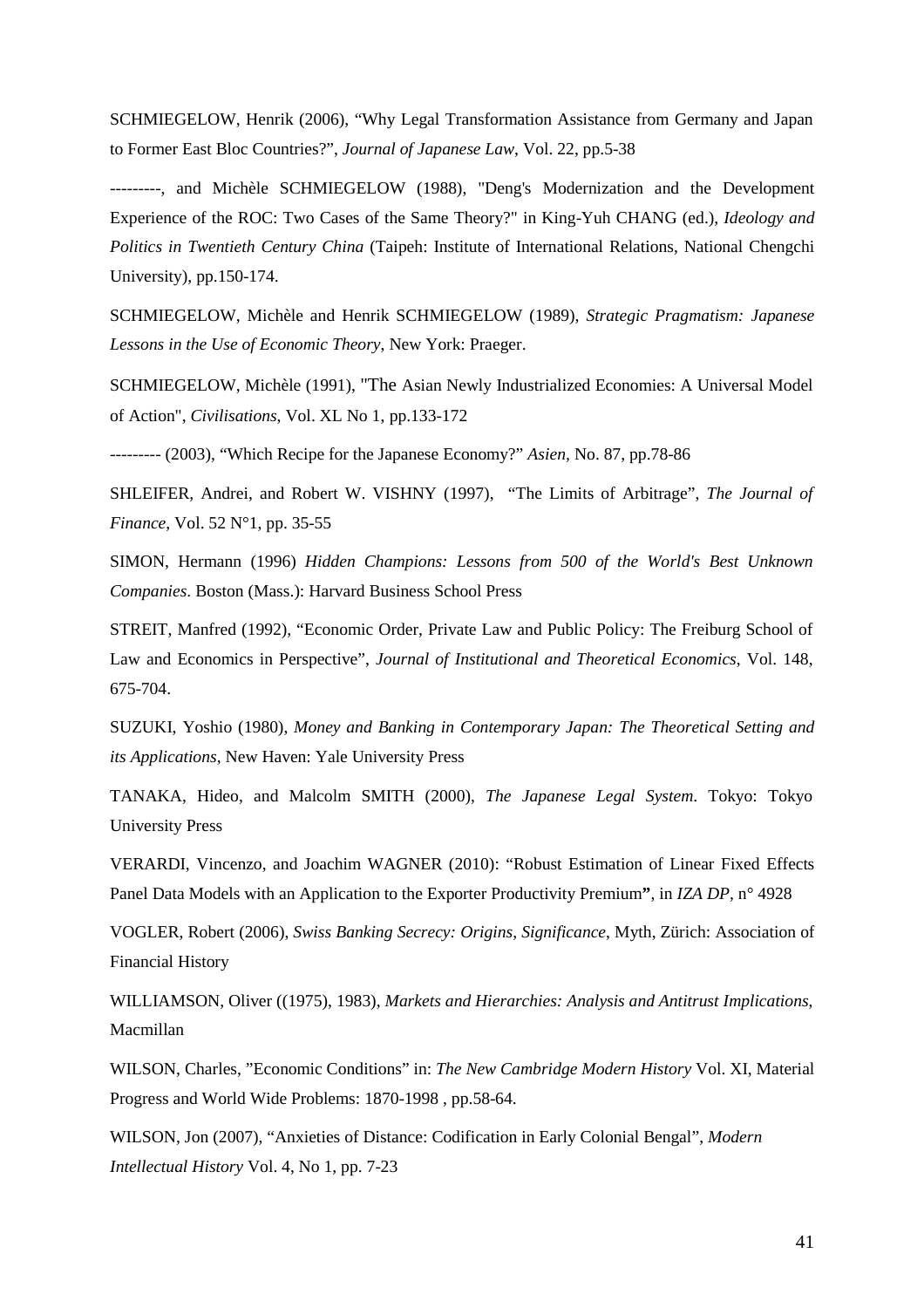SCHMIEGELOW, Henrik (2006), "Why Legal Transformation Assistance from Germany and Japan to Former East Bloc Countries?", *Journal of Japanese Law*, Vol. 22, pp.5-38

---------, and Michèle SCHMIEGELOW (1988), "Deng's Modernization and the Development Experience of the ROC: Two Cases of the Same Theory?" in King-Yuh CHANG (ed.), *Ideology and Politics in Twentieth Century China* (Taipeh: Institute of International Relations, National Chengchi University), pp.150-174.

SCHMIEGELOW, Michèle and Henrik SCHMIEGELOW (1989), *Strategic Pragmatism: Japanese Lessons in the Use of Economic Theory*, New York: Praeger.

SCHMIEGELOW, Michèle (1991), "The Asian Newly Industrialized Economies: A Universal Model of Action", *Civilisations*, Vol. XL No 1, pp.133-172

--------- (2003), "Which Recipe for the Japanese Economy?" *Asien*, No. 87, pp.78-86

SHLEIFER, Andrei, and Robert W. VISHNY (1997), "The Limits of Arbitrage", *The Journal of Finance*, Vol. 52 N°1, pp. 35-55

SIMON, Hermann (1996) *Hidden Champions: Lessons from 500 of the World's Best Unknown Companies*. Boston (Mass.): Harvard Business School Press

STREIT, Manfred (1992), "Economic Order, Private Law and Public Policy: The Freiburg School of Law and Economics in Perspective", *Journal of Institutional and Theoretical Economics*, Vol. 148, 675-704.

SUZUKI, Yoshio (1980), *Money and Banking in Contemporary Japan: The Theoretical Setting and its Applications*, New Haven: Yale University Press

TANAKA, Hideo, and Malcolm SMITH (2000), *The Japanese Legal System*. Tokyo: Tokyo University Press

VERARDI, Vincenzo, and Joachim WAGNER (2010): "Robust Estimation of Linear Fixed Effects Panel Data Models with an Application to the Exporter Productivity Premium**"**, in *IZA DP*, n° 4928

VOGLER, Robert (2006), *Swiss Banking Secrecy: Origins, Significance*, Myth, Zürich: Association of Financial History

WILLIAMSON, Oliver ((1975), 1983), *Markets and Hierarchies: Analysis and Antitrust Implications*, Macmillan

WILSON, Charles, "Economic Conditions" in: *The New Cambridge Modern History* Vol. XI, Material Progress and World Wide Problems: 1870-1998 , pp.58-64.

WILSON, Jon (2007), "Anxieties of Distance: Codification in Early Colonial Bengal", *Modern Intellectual History* Vol. 4, No 1, pp. 7-23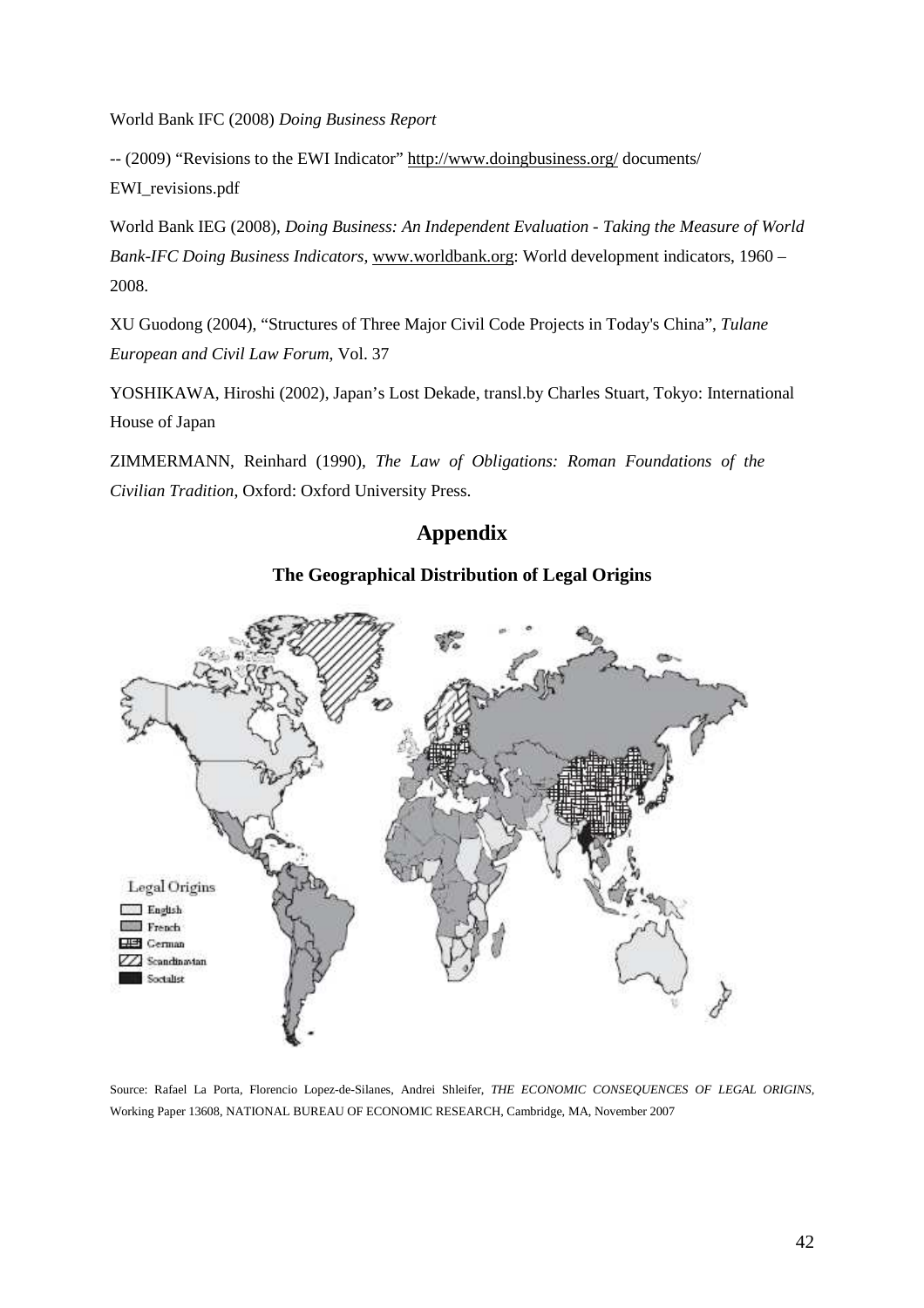World Bank IFC (2008) *Doing Business Report*

-- (2009) "Revisions to the EWI Indicator" http://www.doingbusiness.org/ documents/ EWI_revisions.pdf

World Bank IEG (2008), *Doing Business: An Independent Evaluation - Taking the Measure of World Bank-IFC Doing Business Indicators,* www.worldbank.org: World development indicators, 1960 – 2008.

XU Guodong (2004), "Structures of Three Major Civil Code Projects in Today's China", *Tulane European and Civil Law Forum*, Vol. 37

YOSHIKAWA, Hiroshi (2002), Japan's Lost Dekade, transl.by Charles Stuart, Tokyo: International House of Japan

ZIMMERMANN, Reinhard (1990), *The Law of Obligations: Roman Foundations of the Civilian Tradition*, Oxford: Oxford University Press.

# Appendix

### The Geographical Distribution of Legal Origins

Legal Origins
English
French
German
Scandinavian
Socialist

Source: Rafael La Porta, Florencio Lopez-de-Silanes, Andrei Shleifer, *THE ECONOMIC CONSEQUENCES OF LEGAL ORIGINS*, Working Paper 13608, NATIONAL BUREAU OF ECONOMIC RESEARCH, Cambridge, MA, November 2007